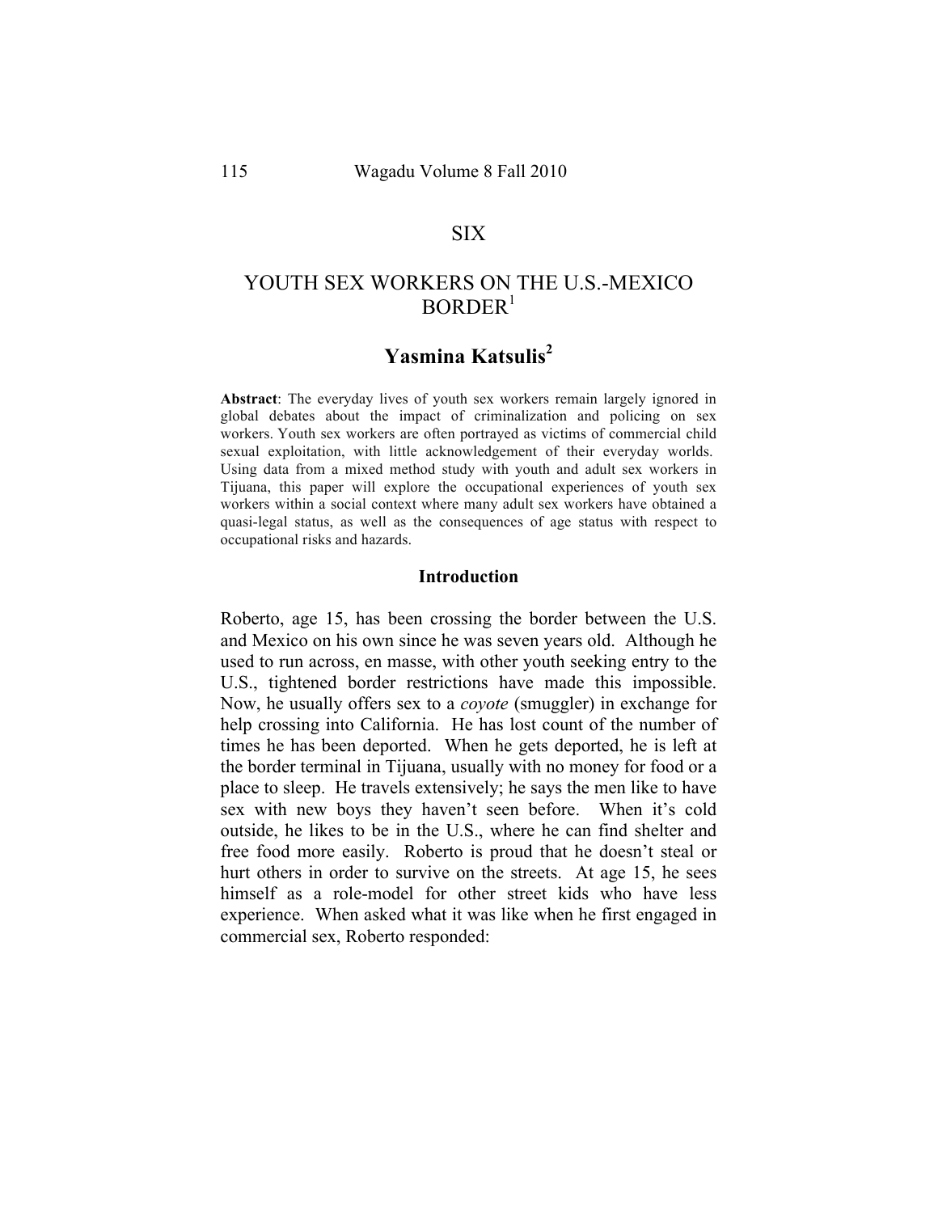# SIX

# YOUTH SEX WORKERS ON THE U.S.-MEXICO BORDER[1]

## Yasmina Katsulis[2]

**Abstract**: The everyday lives of youth sex workers remain largely ignored in global debates about the impact of criminalization and policing on sex workers. Youth sex workers are often portrayed as victims of commercial child sexual exploitation, with little acknowledgement of their everyday worlds. Using data from a mixed method study with youth and adult sex workers in Tijuana, this paper will explore the occupational experiences of youth sex workers within a social context where many adult sex workers have obtained a quasi-legal status, as well as the consequences of age status with respect to occupational risks and hazards.

### Introduction

Roberto, age 15, has been crossing the border between the U.S. and Mexico on his own since he was seven years old. Although he used to run across, en masse, with other youth seeking entry to the U.S., tightened border restrictions have made this impossible. Now, he usually offers sex to a *coyote* (smuggler) in exchange for help crossing into California. He has lost count of the number of times he has been deported. When he gets deported, he is left at the border terminal in Tijuana, usually with no money for food or a place to sleep. He travels extensively; he says the men like to have sex with new boys they haven't seen before. When it's cold outside, he likes to be in the U.S., where he can find shelter and free food more easily. Roberto is proud that he doesn't steal or hurt others in order to survive on the streets. At age 15, he sees himself as a role-model for other street kids who have less experience. When asked what it was like when he first engaged in commercial sex, Roberto responded: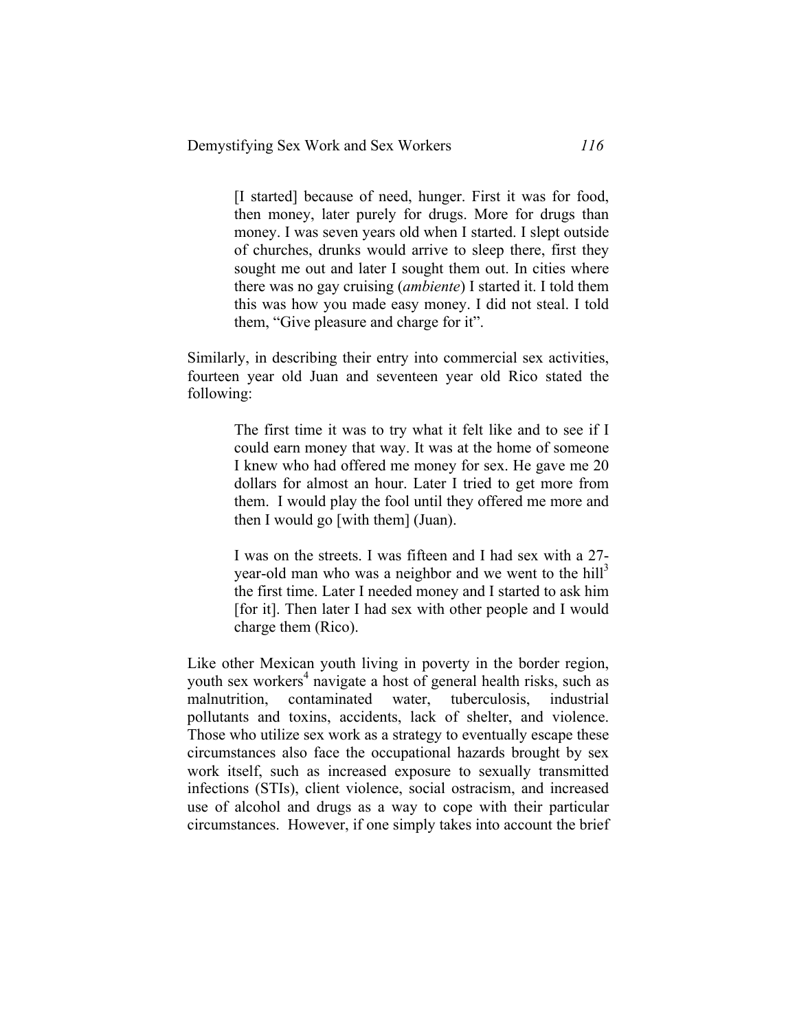> [I started] because of need, hunger. First it was for food, then money, later purely for drugs. More for drugs than money. I was seven years old when I started. I slept outside of churches, drunks would arrive to sleep there, first they sought me out and later I sought them out. In cities where there was no gay cruising (*ambiente*) I started it. I told them this was how you made easy money. I did not steal. I told them, "Give pleasure and charge for it".

Similarly, in describing their entry into commercial sex activities, fourteen year old Juan and seventeen year old Rico stated the following:

> The first time it was to try what it felt like and to see if I could earn money that way. It was at the home of someone I knew who had offered me money for sex. He gave me 20 dollars for almost an hour. Later I tried to get more from them. I would play the fool until they offered me more and then I would go [with them] (Juan).

> I was on the streets. I was fifteen and I had sex with a 27-year-old man who was a neighbor and we went to the hill[3] the first time. Later I needed money and I started to ask him [for it]. Then later I had sex with other people and I would charge them (Rico).

Like other Mexican youth living in poverty in the border region, youth sex workers[4] navigate a host of general health risks, such as malnutrition, contaminated water, tuberculosis, industrial pollutants and toxins, accidents, lack of shelter, and violence. Those who utilize sex work as a strategy to eventually escape these circumstances also face the occupational hazards brought by sex work itself, such as increased exposure to sexually transmitted infections (STIs), client violence, social ostracism, and increased use of alcohol and drugs as a way to cope with their particular circumstances. However, if one simply takes into account the brief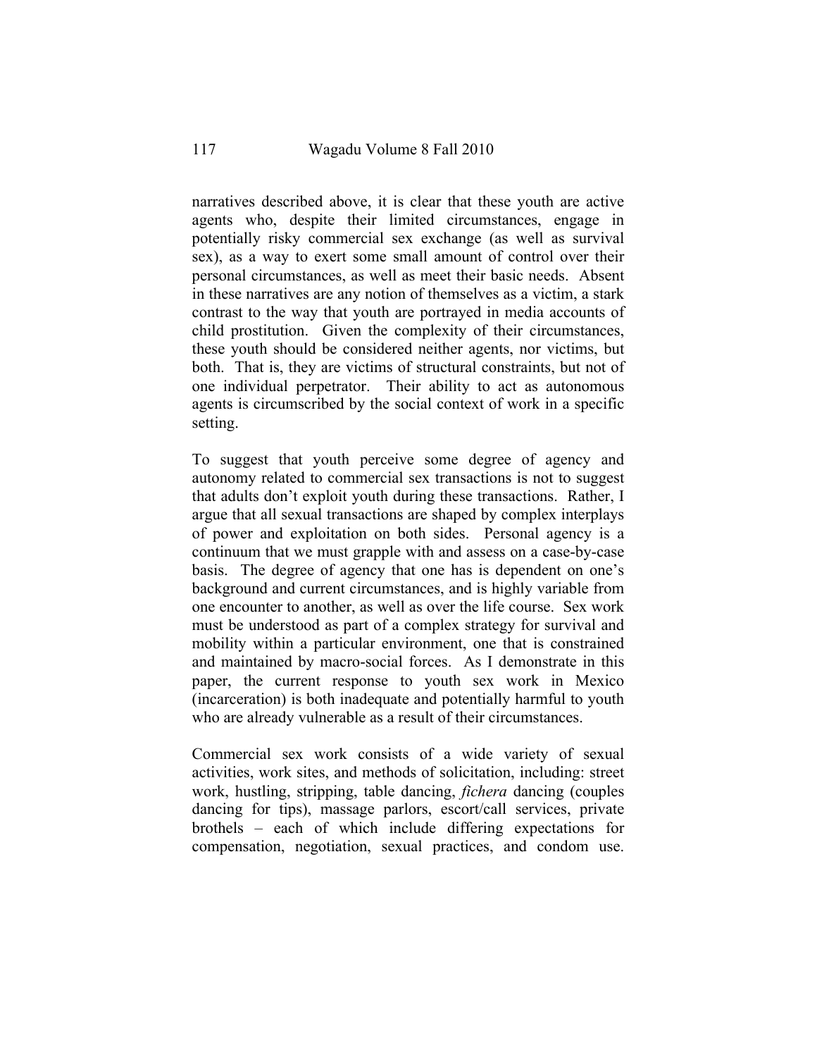narratives described above, it is clear that these youth are active agents who, despite their limited circumstances, engage in potentially risky commercial sex exchange (as well as survival sex), as a way to exert some small amount of control over their personal circumstances, as well as meet their basic needs. Absent in these narratives are any notion of themselves as a victim, a stark contrast to the way that youth are portrayed in media accounts of child prostitution. Given the complexity of their circumstances, these youth should be considered neither agents, nor victims, but both. That is, they are victims of structural constraints, but not of one individual perpetrator. Their ability to act as autonomous agents is circumscribed by the social context of work in a specific setting.

To suggest that youth perceive some degree of agency and autonomy related to commercial sex transactions is not to suggest that adults don't exploit youth during these transactions. Rather, I argue that all sexual transactions are shaped by complex interplays of power and exploitation on both sides. Personal agency is a continuum that we must grapple with and assess on a case-by-case basis. The degree of agency that one has is dependent on one's background and current circumstances, and is highly variable from one encounter to another, as well as over the life course. Sex work must be understood as part of a complex strategy for survival and mobility within a particular environment, one that is constrained and maintained by macro-social forces. As I demonstrate in this paper, the current response to youth sex work in Mexico (incarceration) is both inadequate and potentially harmful to youth who are already vulnerable as a result of their circumstances.

Commercial sex work consists of a wide variety of sexual activities, work sites, and methods of solicitation, including: street work, hustling, stripping, table dancing, *fichera* dancing (couples dancing for tips), massage parlors, escort/call services, private brothels – each of which include differing expectations for compensation, negotiation, sexual practices, and condom use.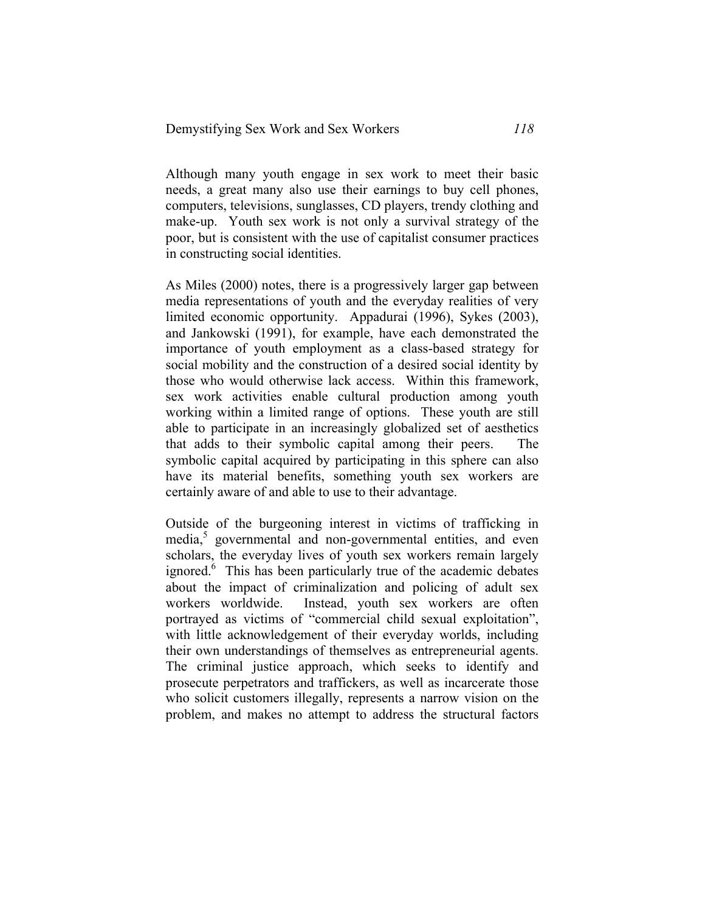Although many youth engage in sex work to meet their basic needs, a great many also use their earnings to buy cell phones, computers, televisions, sunglasses, CD players, trendy clothing and make-up. Youth sex work is not only a survival strategy of the poor, but is consistent with the use of capitalist consumer practices in constructing social identities.

As Miles (2000) notes, there is a progressively larger gap between media representations of youth and the everyday realities of very limited economic opportunity. Appadurai (1996), Sykes (2003), and Jankowski (1991), for example, have each demonstrated the importance of youth employment as a class-based strategy for social mobility and the construction of a desired social identity by those who would otherwise lack access. Within this framework, sex work activities enable cultural production among youth working within a limited range of options. These youth are still able to participate in an increasingly globalized set of aesthetics that adds to their symbolic capital among their peers. The symbolic capital acquired by participating in this sphere can also have its material benefits, something youth sex workers are certainly aware of and able to use to their advantage.

Outside of the burgeoning interest in victims of trafficking in media,[5] governmental and non-governmental entities, and even scholars, the everyday lives of youth sex workers remain largely ignored.[6] This has been particularly true of the academic debates about the impact of criminalization and policing of adult sex workers worldwide. Instead, youth sex workers are often portrayed as victims of "commercial child sexual exploitation", with little acknowledgement of their everyday worlds, including their own understandings of themselves as entrepreneurial agents. The criminal justice approach, which seeks to identify and prosecute perpetrators and traffickers, as well as incarcerate those who solicit customers illegally, represents a narrow vision on the problem, and makes no attempt to address the structural factors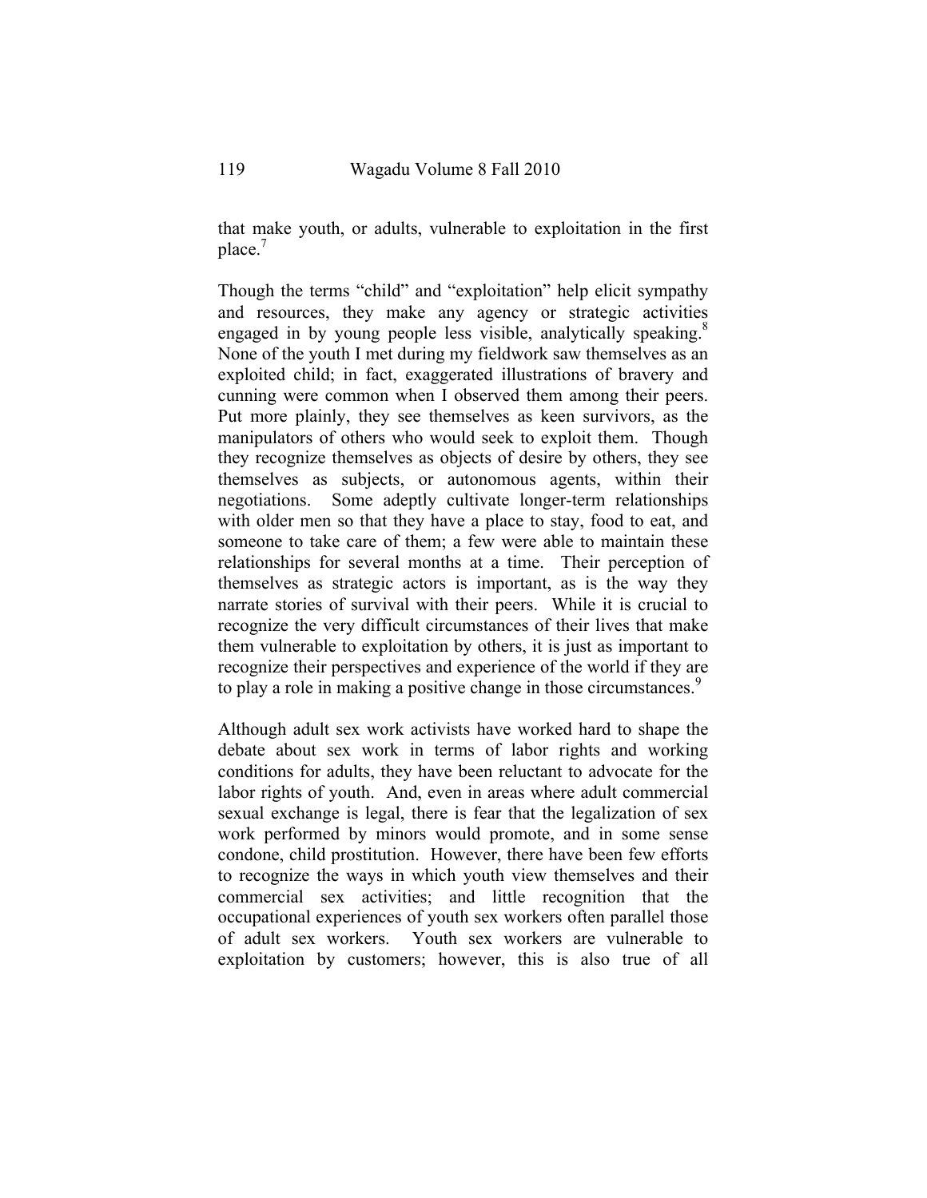that make youth, or adults, vulnerable to exploitation in the first place.[7]

Though the terms "child" and "exploitation" help elicit sympathy and resources, they make any agency or strategic activities engaged in by young people less visible, analytically speaking.[8] None of the youth I met during my fieldwork saw themselves as an exploited child; in fact, exaggerated illustrations of bravery and cunning were common when I observed them among their peers. Put more plainly, they see themselves as keen survivors, as the manipulators of others who would seek to exploit them. Though they recognize themselves as objects of desire by others, they see themselves as subjects, or autonomous agents, within their negotiations. Some adeptly cultivate longer-term relationships with older men so that they have a place to stay, food to eat, and someone to take care of them; a few were able to maintain these relationships for several months at a time. Their perception of themselves as strategic actors is important, as is the way they narrate stories of survival with their peers. While it is crucial to recognize the very difficult circumstances of their lives that make them vulnerable to exploitation by others, it is just as important to recognize their perspectives and experience of the world if they are to play a role in making a positive change in those circumstances.[9]

Although adult sex work activists have worked hard to shape the debate about sex work in terms of labor rights and working conditions for adults, they have been reluctant to advocate for the labor rights of youth. And, even in areas where adult commercial sexual exchange is legal, there is fear that the legalization of sex work performed by minors would promote, and in some sense condone, child prostitution. However, there have been few efforts to recognize the ways in which youth view themselves and their commercial sex activities; and little recognition that the occupational experiences of youth sex workers often parallel those of adult sex workers. Youth sex workers are vulnerable to exploitation by customers; however, this is also true of all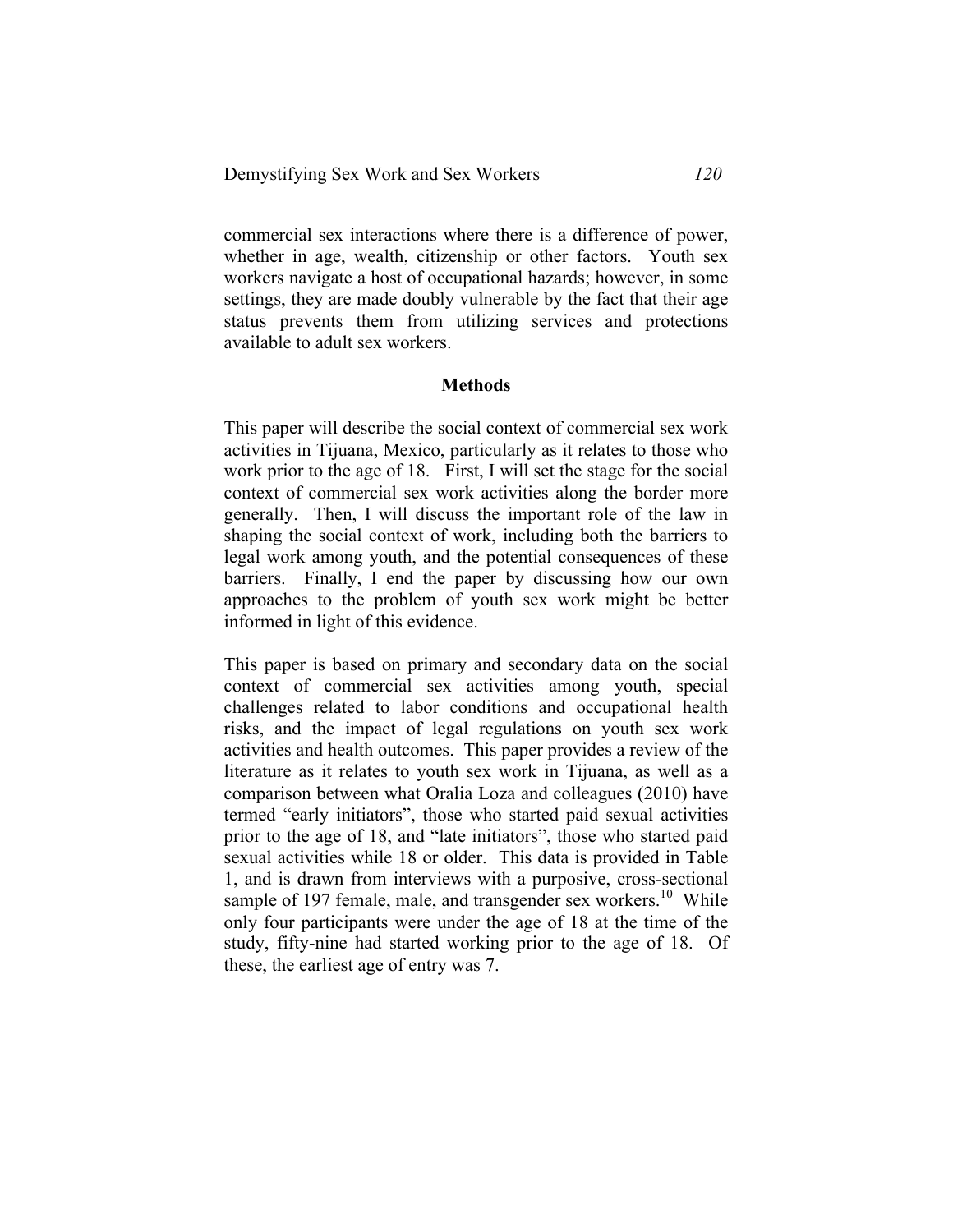commercial sex interactions where there is a difference of power, whether in age, wealth, citizenship or other factors. Youth sex workers navigate a host of occupational hazards; however, in some settings, they are made doubly vulnerable by the fact that their age status prevents them from utilizing services and protections available to adult sex workers.

## Methods

This paper will describe the social context of commercial sex work activities in Tijuana, Mexico, particularly as it relates to those who work prior to the age of 18. First, I will set the stage for the social context of commercial sex work activities along the border more generally. Then, I will discuss the important role of the law in shaping the social context of work, including both the barriers to legal work among youth, and the potential consequences of these barriers. Finally, I end the paper by discussing how our own approaches to the problem of youth sex work might be better informed in light of this evidence.

This paper is based on primary and secondary data on the social context of commercial sex activities among youth, special challenges related to labor conditions and occupational health risks, and the impact of legal regulations on youth sex work activities and health outcomes. This paper provides a review of the literature as it relates to youth sex work in Tijuana, as well as a comparison between what Oralia Loza and colleagues (2010) have termed "early initiators", those who started paid sexual activities prior to the age of 18, and "late initiators", those who started paid sexual activities while 18 or older. This data is provided in Table 1, and is drawn from interviews with a purposive, cross-sectional sample of 197 female, male, and transgender sex workers.[10] While only four participants were under the age of 18 at the time of the study, fifty-nine had started working prior to the age of 18. Of these, the earliest age of entry was 7.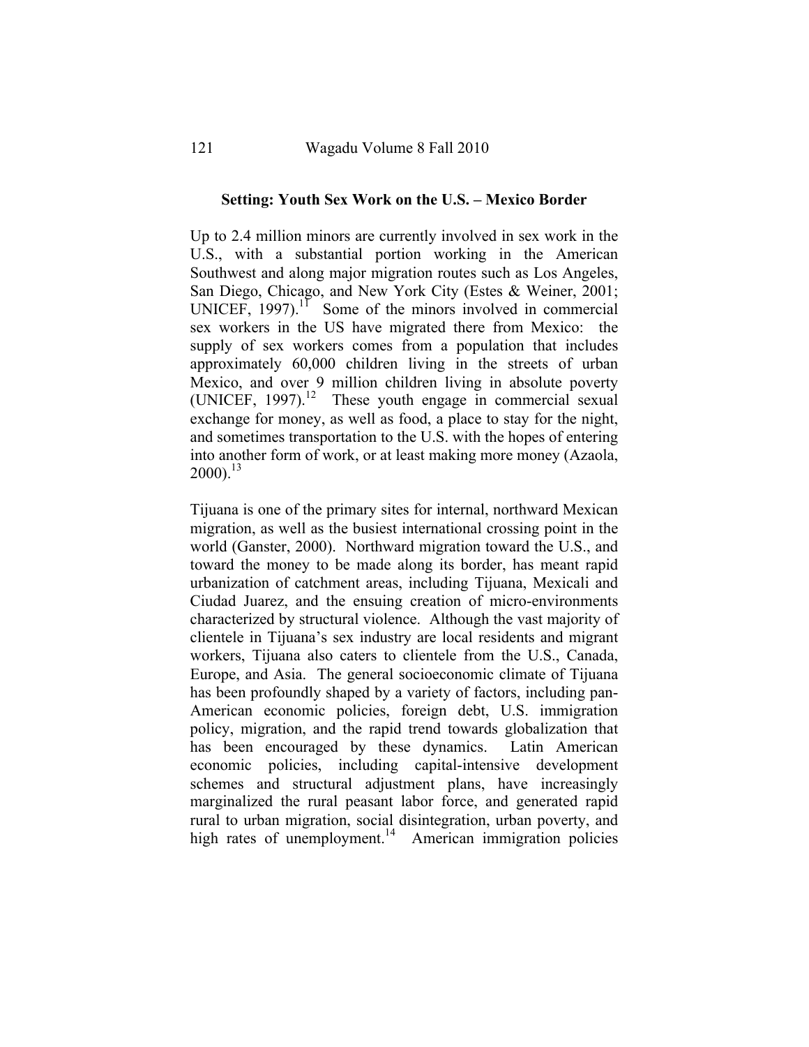**Setting: Youth Sex Work on the U.S. – Mexico Border**

Up to 2.4 million minors are currently involved in sex work in the U.S., with a substantial portion working in the American Southwest and along major migration routes such as Los Angeles, San Diego, Chicago, and New York City (Estes & Weiner, 2001; UNICEF, 1997).[11] Some of the minors involved in commercial sex workers in the US have migrated there from Mexico: the supply of sex workers comes from a population that includes approximately 60,000 children living in the streets of urban Mexico, and over 9 million children living in absolute poverty (UNICEF, 1997).[12] These youth engage in commercial sexual exchange for money, as well as food, a place to stay for the night, and sometimes transportation to the U.S. with the hopes of entering into another form of work, or at least making more money (Azaola, 2000).[13]

Tijuana is one of the primary sites for internal, northward Mexican migration, as well as the busiest international crossing point in the world (Ganster, 2000). Northward migration toward the U.S., and toward the money to be made along its border, has meant rapid urbanization of catchment areas, including Tijuana, Mexicali and Ciudad Juarez, and the ensuing creation of micro-environments characterized by structural violence. Although the vast majority of clientele in Tijuana's sex industry are local residents and migrant workers, Tijuana also caters to clientele from the U.S., Canada, Europe, and Asia. The general socioeconomic climate of Tijuana has been profoundly shaped by a variety of factors, including pan-American economic policies, foreign debt, U.S. immigration policy, migration, and the rapid trend towards globalization that has been encouraged by these dynamics. Latin American economic policies, including capital-intensive development schemes and structural adjustment plans, have increasingly marginalized the rural peasant labor force, and generated rapid rural to urban migration, social disintegration, urban poverty, and high rates of unemployment.[14] American immigration policies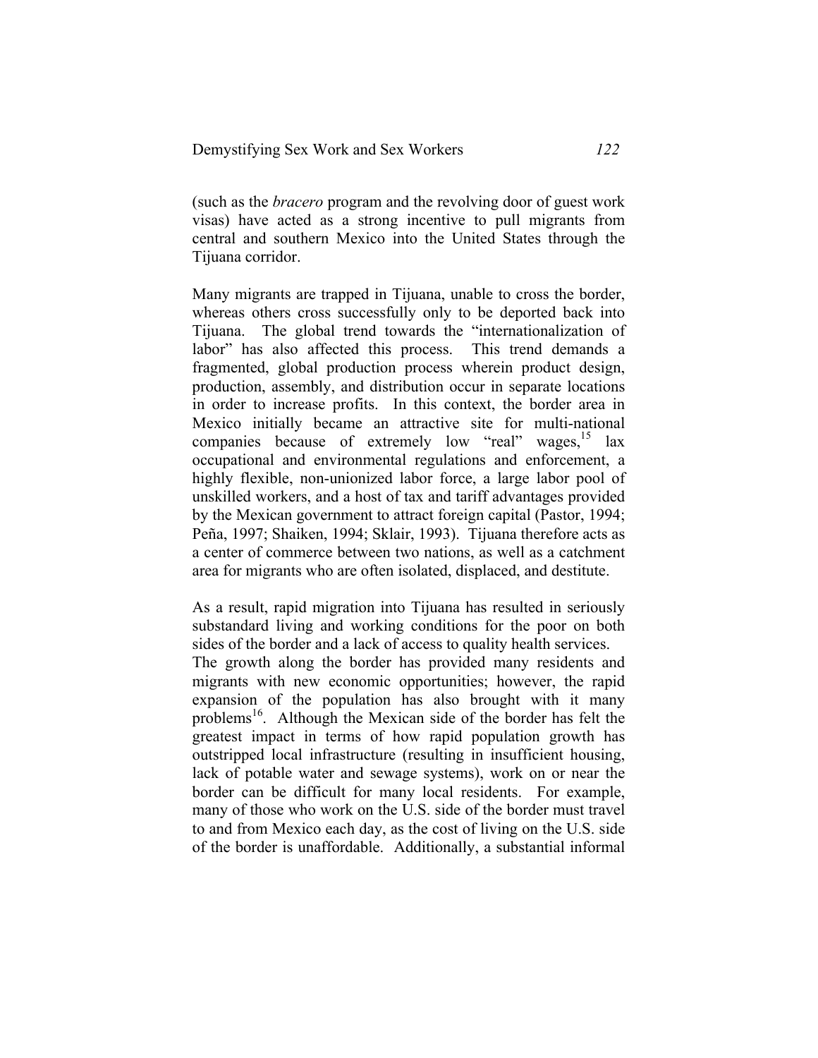(such as the *bracero* program and the revolving door of guest work visas) have acted as a strong incentive to pull migrants from central and southern Mexico into the United States through the Tijuana corridor.

Many migrants are trapped in Tijuana, unable to cross the border, whereas others cross successfully only to be deported back into Tijuana. The global trend towards the "internationalization of labor" has also affected this process. This trend demands a fragmented, global production process wherein product design, production, assembly, and distribution occur in separate locations in order to increase profits. In this context, the border area in Mexico initially became an attractive site for multi-national companies because of extremely low "real" wages,[15] lax occupational and environmental regulations and enforcement, a highly flexible, non-unionized labor force, a large labor pool of unskilled workers, and a host of tax and tariff advantages provided by the Mexican government to attract foreign capital (Pastor, 1994; Peña, 1997; Shaiken, 1994; Sklair, 1993). Tijuana therefore acts as a center of commerce between two nations, as well as a catchment area for migrants who are often isolated, displaced, and destitute.

As a result, rapid migration into Tijuana has resulted in seriously substandard living and working conditions for the poor on both sides of the border and a lack of access to quality health services. The growth along the border has provided many residents and migrants with new economic opportunities; however, the rapid expansion of the population has also brought with it many problems[16]. Although the Mexican side of the border has felt the greatest impact in terms of how rapid population growth has outstripped local infrastructure (resulting in insufficient housing, lack of potable water and sewage systems), work on or near the border can be difficult for many local residents. For example, many of those who work on the U.S. side of the border must travel to and from Mexico each day, as the cost of living on the U.S. side of the border is unaffordable. Additionally, a substantial informal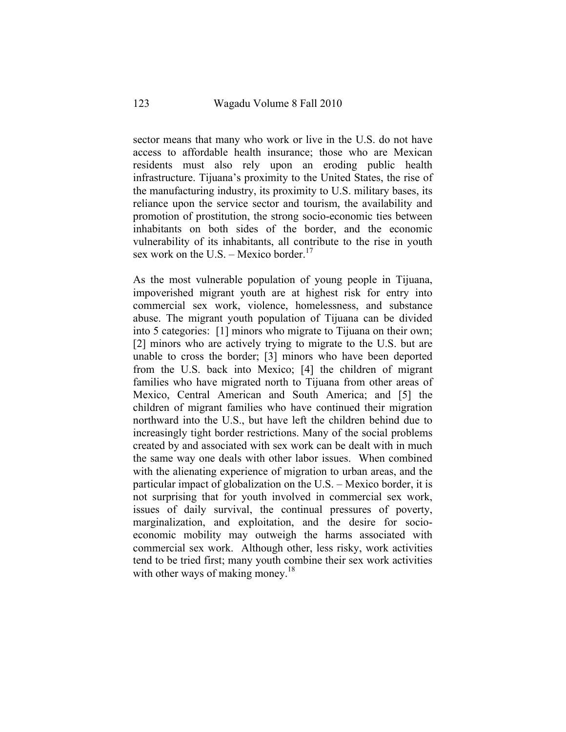sector means that many who work or live in the U.S. do not have access to affordable health insurance; those who are Mexican residents must also rely upon an eroding public health infrastructure. Tijuana's proximity to the United States, the rise of the manufacturing industry, its proximity to U.S. military bases, its reliance upon the service sector and tourism, the availability and promotion of prostitution, the strong socio-economic ties between inhabitants on both sides of the border, and the economic vulnerability of its inhabitants, all contribute to the rise in youth sex work on the U.S. – Mexico border.[17]

As the most vulnerable population of young people in Tijuana, impoverished migrant youth are at highest risk for entry into commercial sex work, violence, homelessness, and substance abuse. The migrant youth population of Tijuana can be divided into 5 categories: [1] minors who migrate to Tijuana on their own; [2] minors who are actively trying to migrate to the U.S. but are unable to cross the border; [3] minors who have been deported from the U.S. back into Mexico; [4] the children of migrant families who have migrated north to Tijuana from other areas of Mexico, Central American and South America; and [5] the children of migrant families who have continued their migration northward into the U.S., but have left the children behind due to increasingly tight border restrictions. Many of the social problems created by and associated with sex work can be dealt with in much the same way one deals with other labor issues. When combined with the alienating experience of migration to urban areas, and the particular impact of globalization on the U.S. – Mexico border, it is not surprising that for youth involved in commercial sex work, issues of daily survival, the continual pressures of poverty, marginalization, and exploitation, and the desire for socio-economic mobility may outweigh the harms associated with commercial sex work. Although other, less risky, work activities tend to be tried first; many youth combine their sex work activities with other ways of making money.[18]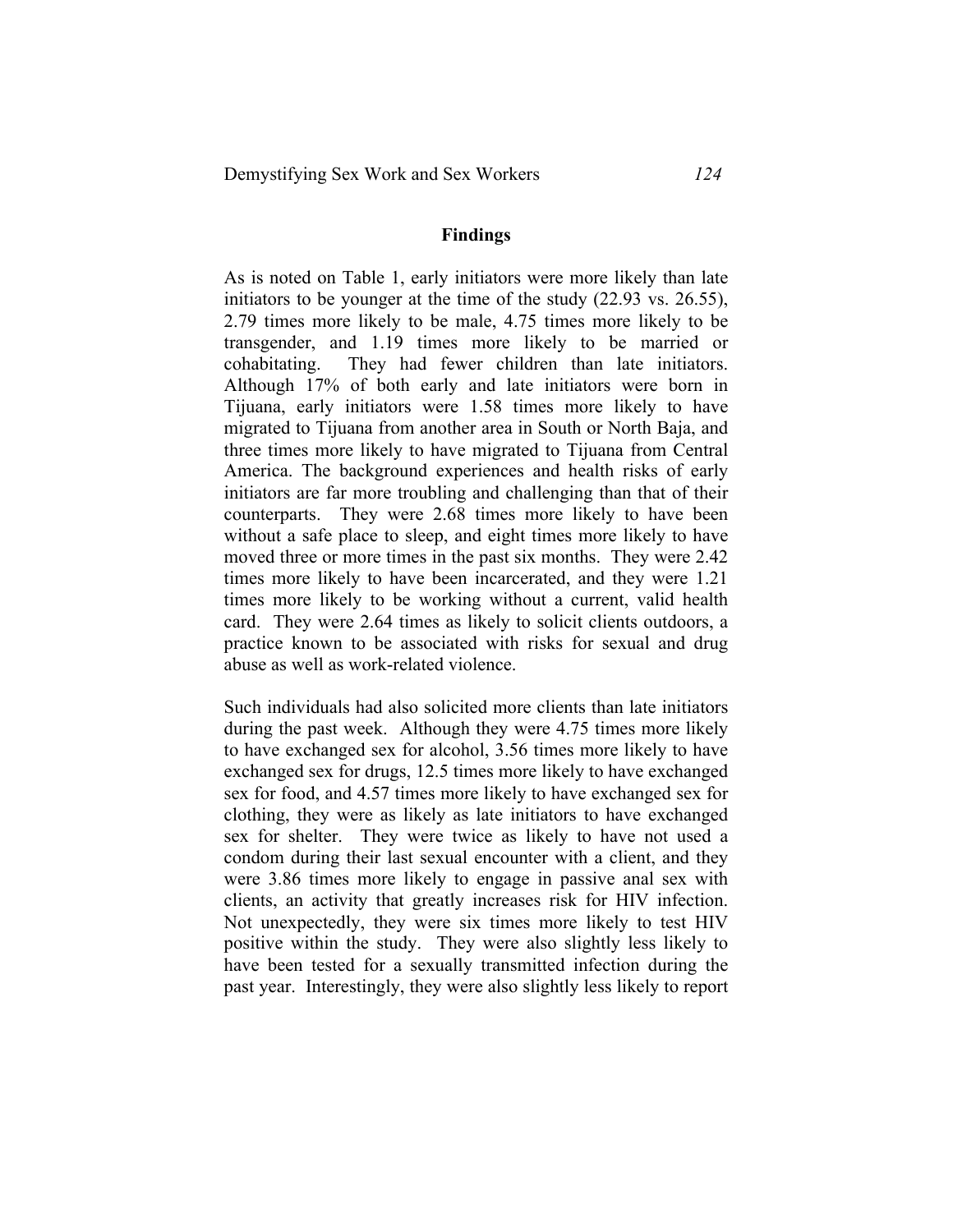## Findings

As is noted on Table 1, early initiators were more likely than late initiators to be younger at the time of the study (22.93 vs. 26.55), 2.79 times more likely to be male, 4.75 times more likely to be transgender, and 1.19 times more likely to be married or cohabitating. They had fewer children than late initiators. Although 17% of both early and late initiators were born in Tijuana, early initiators were 1.58 times more likely to have migrated to Tijuana from another area in South or North Baja, and three times more likely to have migrated to Tijuana from Central America. The background experiences and health risks of early initiators are far more troubling and challenging than that of their counterparts. They were 2.68 times more likely to have been without a safe place to sleep, and eight times more likely to have moved three or more times in the past six months. They were 2.42 times more likely to have been incarcerated, and they were 1.21 times more likely to be working without a current, valid health card. They were 2.64 times as likely to solicit clients outdoors, a practice known to be associated with risks for sexual and drug abuse as well as work-related violence.

Such individuals had also solicited more clients than late initiators during the past week. Although they were 4.75 times more likely to have exchanged sex for alcohol, 3.56 times more likely to have exchanged sex for drugs, 12.5 times more likely to have exchanged sex for food, and 4.57 times more likely to have exchanged sex for clothing, they were as likely as late initiators to have exchanged sex for shelter. They were twice as likely to have not used a condom during their last sexual encounter with a client, and they were 3.86 times more likely to engage in passive anal sex with clients, an activity that greatly increases risk for HIV infection. Not unexpectedly, they were six times more likely to test HIV positive within the study. They were also slightly less likely to have been tested for a sexually transmitted infection during the past year. Interestingly, they were also slightly less likely to report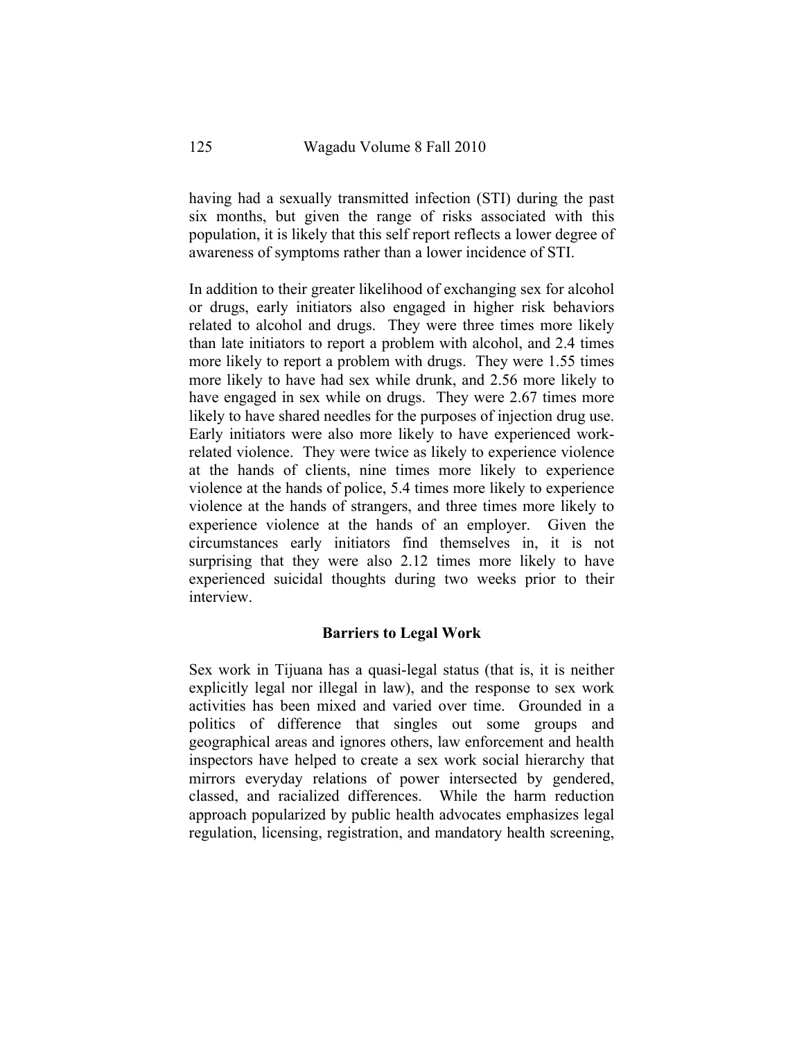having had a sexually transmitted infection (STI) during the past six months, but given the range of risks associated with this population, it is likely that this self report reflects a lower degree of awareness of symptoms rather than a lower incidence of STI.

In addition to their greater likelihood of exchanging sex for alcohol or drugs, early initiators also engaged in higher risk behaviors related to alcohol and drugs. They were three times more likely than late initiators to report a problem with alcohol, and 2.4 times more likely to report a problem with drugs. They were 1.55 times more likely to have had sex while drunk, and 2.56 more likely to have engaged in sex while on drugs. They were 2.67 times more likely to have shared needles for the purposes of injection drug use. Early initiators were also more likely to have experienced work-related violence. They were twice as likely to experience violence at the hands of clients, nine times more likely to experience violence at the hands of police, 5.4 times more likely to experience violence at the hands of strangers, and three times more likely to experience violence at the hands of an employer. Given the circumstances early initiators find themselves in, it is not surprising that they were also 2.12 times more likely to have experienced suicidal thoughts during two weeks prior to their interview.

## Barriers to Legal Work

Sex work in Tijuana has a quasi-legal status (that is, it is neither explicitly legal nor illegal in law), and the response to sex work activities has been mixed and varied over time. Grounded in a politics of difference that singles out some groups and geographical areas and ignores others, law enforcement and health inspectors have helped to create a sex work social hierarchy that mirrors everyday relations of power intersected by gendered, classed, and racialized differences. While the harm reduction approach popularized by public health advocates emphasizes legal regulation, licensing, registration, and mandatory health screening,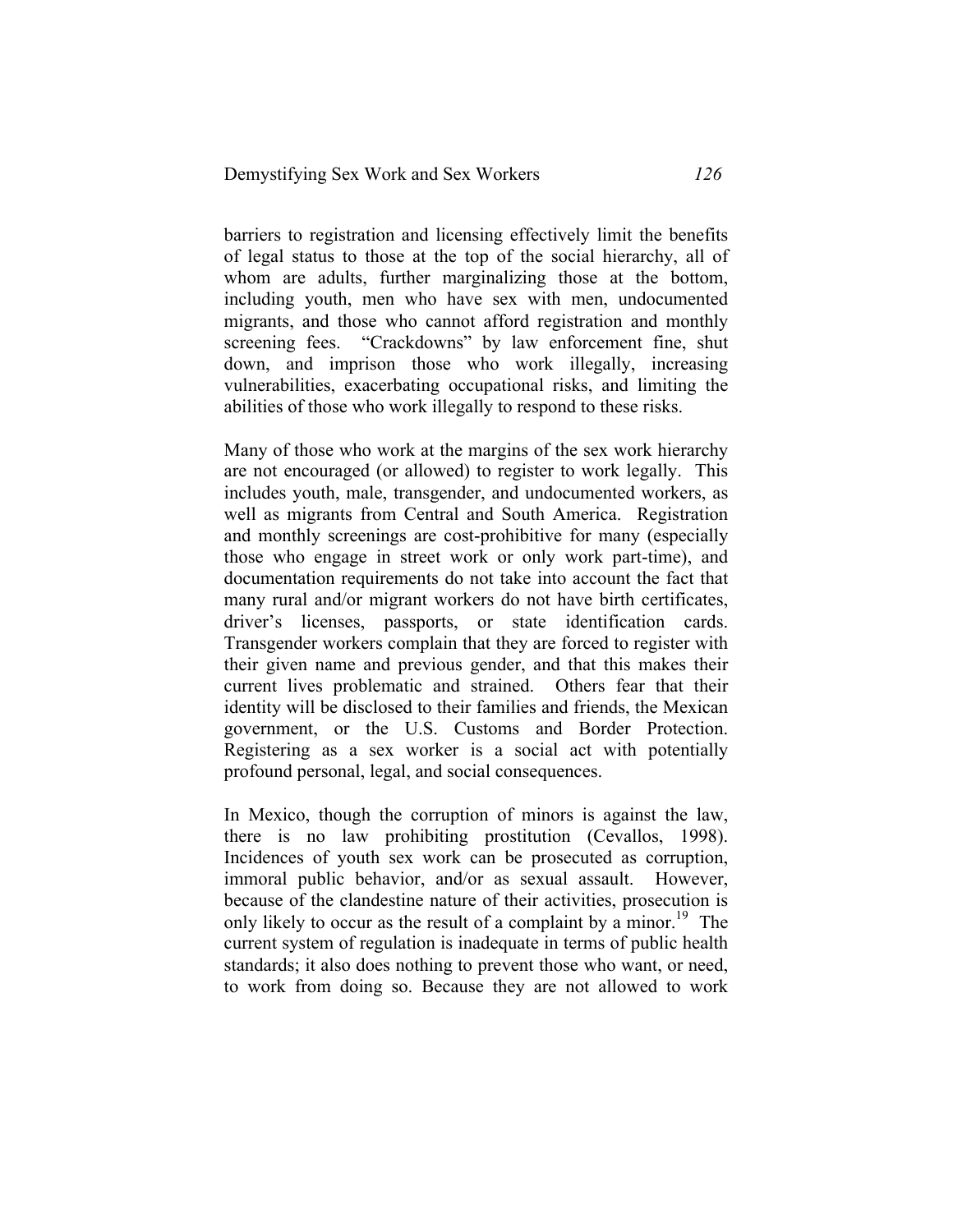barriers to registration and licensing effectively limit the benefits of legal status to those at the top of the social hierarchy, all of whom are adults, further marginalizing those at the bottom, including youth, men who have sex with men, undocumented migrants, and those who cannot afford registration and monthly screening fees. "Crackdowns" by law enforcement fine, shut down, and imprison those who work illegally, increasing vulnerabilities, exacerbating occupational risks, and limiting the abilities of those who work illegally to respond to these risks.

Many of those who work at the margins of the sex work hierarchy are not encouraged (or allowed) to register to work legally. This includes youth, male, transgender, and undocumented workers, as well as migrants from Central and South America. Registration and monthly screenings are cost-prohibitive for many (especially those who engage in street work or only work part-time), and documentation requirements do not take into account the fact that many rural and/or migrant workers do not have birth certificates, driver's licenses, passports, or state identification cards. Transgender workers complain that they are forced to register with their given name and previous gender, and that this makes their current lives problematic and strained. Others fear that their identity will be disclosed to their families and friends, the Mexican government, or the U.S. Customs and Border Protection. Registering as a sex worker is a social act with potentially profound personal, legal, and social consequences.

In Mexico, though the corruption of minors is against the law, there is no law prohibiting prostitution (Cevallos, 1998). Incidences of youth sex work can be prosecuted as corruption, immoral public behavior, and/or as sexual assault. However, because of the clandestine nature of their activities, prosecution is only likely to occur as the result of a complaint by a minor.[19] The current system of regulation is inadequate in terms of public health standards; it also does nothing to prevent those who want, or need, to work from doing so. Because they are not allowed to work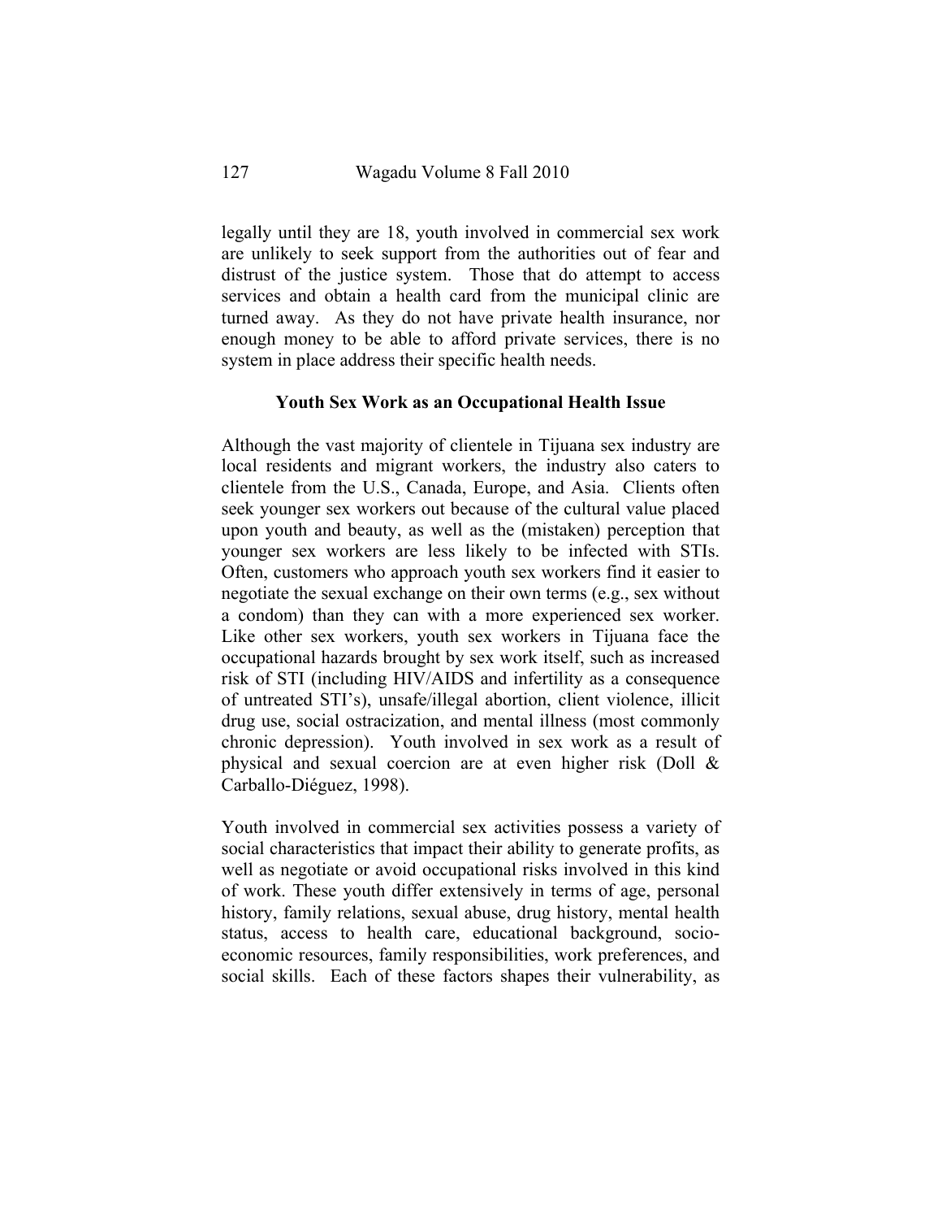legally until they are 18, youth involved in commercial sex work are unlikely to seek support from the authorities out of fear and distrust of the justice system. Those that do attempt to access services and obtain a health card from the municipal clinic are turned away. As they do not have private health insurance, nor enough money to be able to afford private services, there is no system in place address their specific health needs.

### Youth Sex Work as an Occupational Health Issue

Although the vast majority of clientele in Tijuana sex industry are local residents and migrant workers, the industry also caters to clientele from the U.S., Canada, Europe, and Asia. Clients often seek younger sex workers out because of the cultural value placed upon youth and beauty, as well as the (mistaken) perception that younger sex workers are less likely to be infected with STIs. Often, customers who approach youth sex workers find it easier to negotiate the sexual exchange on their own terms (e.g., sex without a condom) than they can with a more experienced sex worker. Like other sex workers, youth sex workers in Tijuana face the occupational hazards brought by sex work itself, such as increased risk of STI (including HIV/AIDS and infertility as a consequence of untreated STI's), unsafe/illegal abortion, client violence, illicit drug use, social ostracization, and mental illness (most commonly chronic depression). Youth involved in sex work as a result of physical and sexual coercion are at even higher risk (Doll & Carballo-Diéguez, 1998).

Youth involved in commercial sex activities possess a variety of social characteristics that impact their ability to generate profits, as well as negotiate or avoid occupational risks involved in this kind of work. These youth differ extensively in terms of age, personal history, family relations, sexual abuse, drug history, mental health status, access to health care, educational background, socio-economic resources, family responsibilities, work preferences, and social skills. Each of these factors shapes their vulnerability, as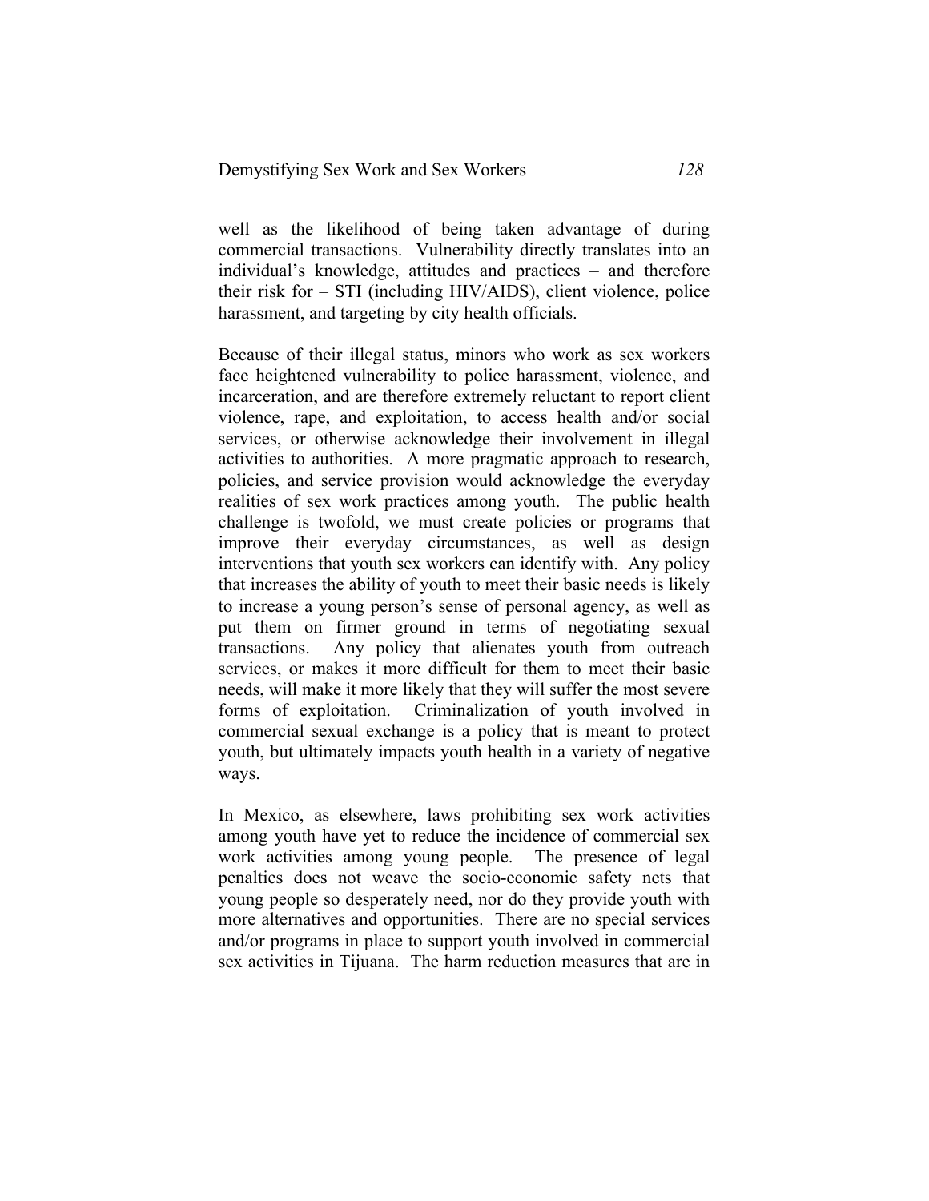well as the likelihood of being taken advantage of during commercial transactions. Vulnerability directly translates into an individual's knowledge, attitudes and practices – and therefore their risk for – STI (including HIV/AIDS), client violence, police harassment, and targeting by city health officials.

Because of their illegal status, minors who work as sex workers face heightened vulnerability to police harassment, violence, and incarceration, and are therefore extremely reluctant to report client violence, rape, and exploitation, to access health and/or social services, or otherwise acknowledge their involvement in illegal activities to authorities. A more pragmatic approach to research, policies, and service provision would acknowledge the everyday realities of sex work practices among youth. The public health challenge is twofold, we must create policies or programs that improve their everyday circumstances, as well as design interventions that youth sex workers can identify with. Any policy that increases the ability of youth to meet their basic needs is likely to increase a young person's sense of personal agency, as well as put them on firmer ground in terms of negotiating sexual transactions. Any policy that alienates youth from outreach services, or makes it more difficult for them to meet their basic needs, will make it more likely that they will suffer the most severe forms of exploitation. Criminalization of youth involved in commercial sexual exchange is a policy that is meant to protect youth, but ultimately impacts youth health in a variety of negative ways.

In Mexico, as elsewhere, laws prohibiting sex work activities among youth have yet to reduce the incidence of commercial sex work activities among young people. The presence of legal penalties does not weave the socio-economic safety nets that young people so desperately need, nor do they provide youth with more alternatives and opportunities. There are no special services and/or programs in place to support youth involved in commercial sex activities in Tijuana. The harm reduction measures that are in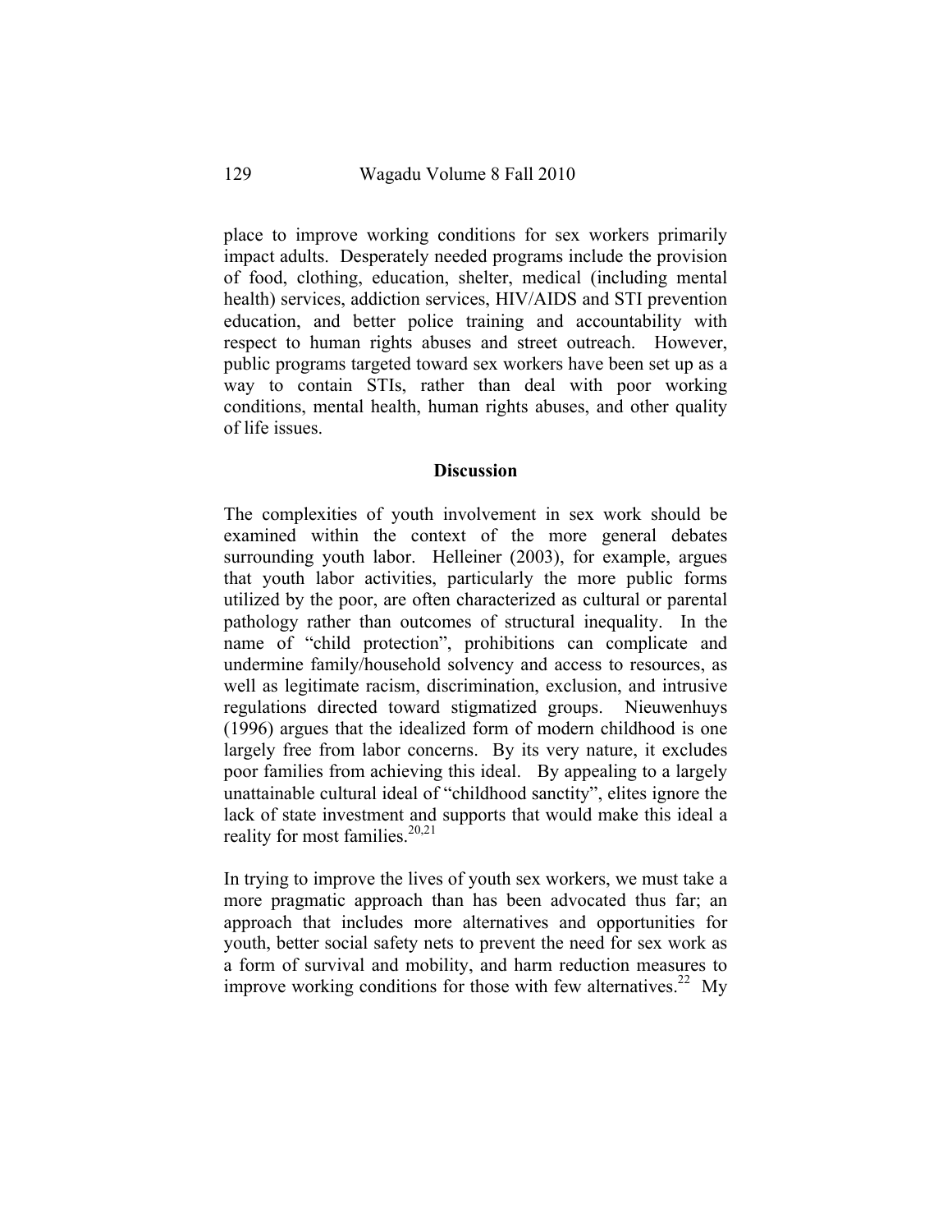place to improve working conditions for sex workers primarily impact adults. Desperately needed programs include the provision of food, clothing, education, shelter, medical (including mental health) services, addiction services, HIV/AIDS and STI prevention education, and better police training and accountability with respect to human rights abuses and street outreach. However, public programs targeted toward sex workers have been set up as a way to contain STIs, rather than deal with poor working conditions, mental health, human rights abuses, and other quality of life issues.

## Discussion

The complexities of youth involvement in sex work should be examined within the context of the more general debates surrounding youth labor. Helleiner (2003), for example, argues that youth labor activities, particularly the more public forms utilized by the poor, are often characterized as cultural or parental pathology rather than outcomes of structural inequality. In the name of "child protection", prohibitions can complicate and undermine family/household solvency and access to resources, as well as legitimate racism, discrimination, exclusion, and intrusive regulations directed toward stigmatized groups. Nieuwenhuys (1996) argues that the idealized form of modern childhood is one largely free from labor concerns. By its very nature, it excludes poor families from achieving this ideal. By appealing to a largely unattainable cultural ideal of "childhood sanctity", elites ignore the lack of state investment and supports that would make this ideal a reality for most families.[20,21]

In trying to improve the lives of youth sex workers, we must take a more pragmatic approach than has been advocated thus far; an approach that includes more alternatives and opportunities for youth, better social safety nets to prevent the need for sex work as a form of survival and mobility, and harm reduction measures to improve working conditions for those with few alternatives.[22] My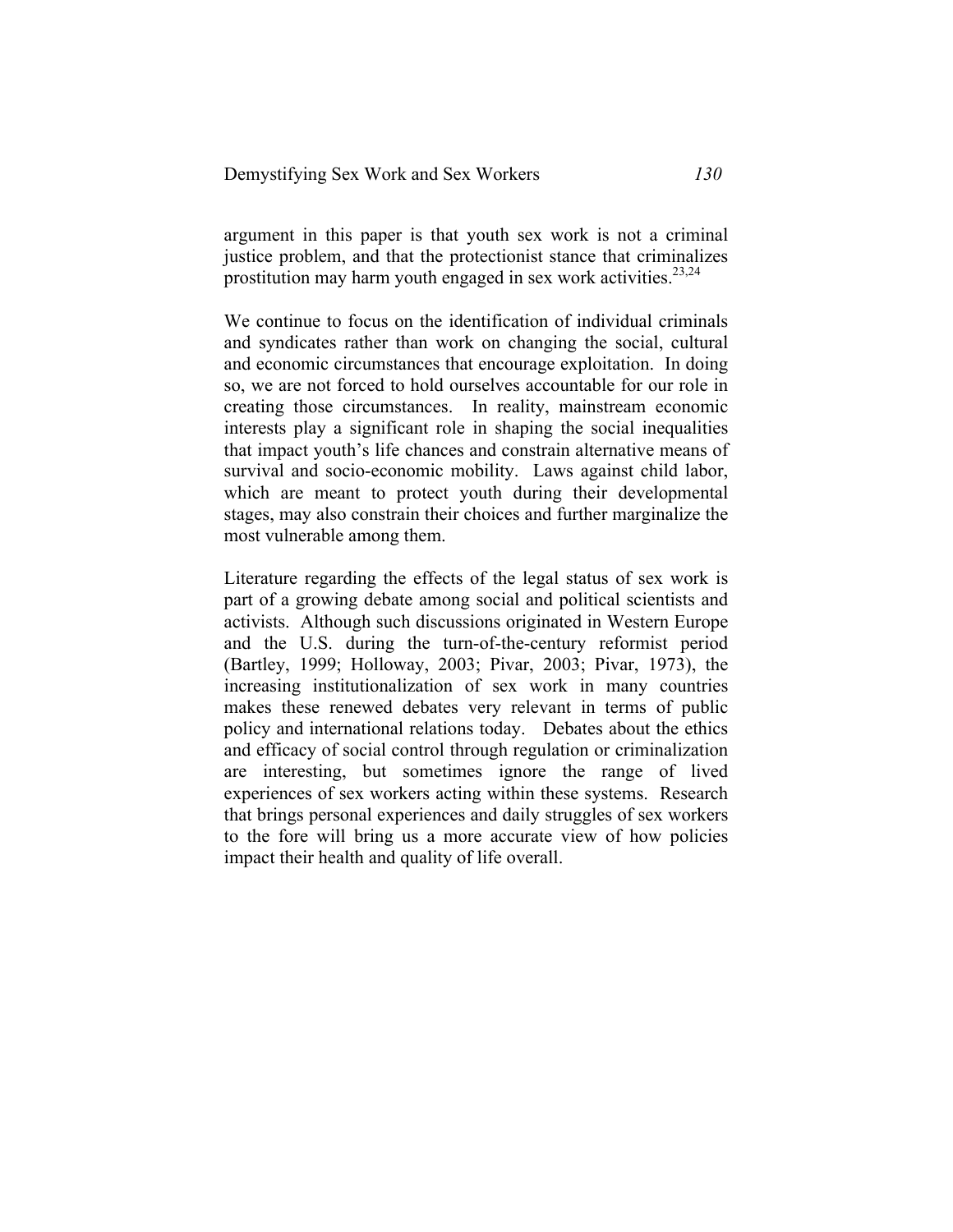argument in this paper is that youth sex work is not a criminal justice problem, and that the protectionist stance that criminalizes prostitution may harm youth engaged in sex work activities.[23,24]

We continue to focus on the identification of individual criminals and syndicates rather than work on changing the social, cultural and economic circumstances that encourage exploitation. In doing so, we are not forced to hold ourselves accountable for our role in creating those circumstances. In reality, mainstream economic interests play a significant role in shaping the social inequalities that impact youth's life chances and constrain alternative means of survival and socio-economic mobility. Laws against child labor, which are meant to protect youth during their developmental stages, may also constrain their choices and further marginalize the most vulnerable among them.

Literature regarding the effects of the legal status of sex work is part of a growing debate among social and political scientists and activists. Although such discussions originated in Western Europe and the U.S. during the turn-of-the-century reformist period (Bartley, 1999; Holloway, 2003; Pivar, 2003; Pivar, 1973), the increasing institutionalization of sex work in many countries makes these renewed debates very relevant in terms of public policy and international relations today. Debates about the ethics and efficacy of social control through regulation or criminalization are interesting, but sometimes ignore the range of lived experiences of sex workers acting within these systems. Research that brings personal experiences and daily struggles of sex workers to the fore will bring us a more accurate view of how policies impact their health and quality of life overall.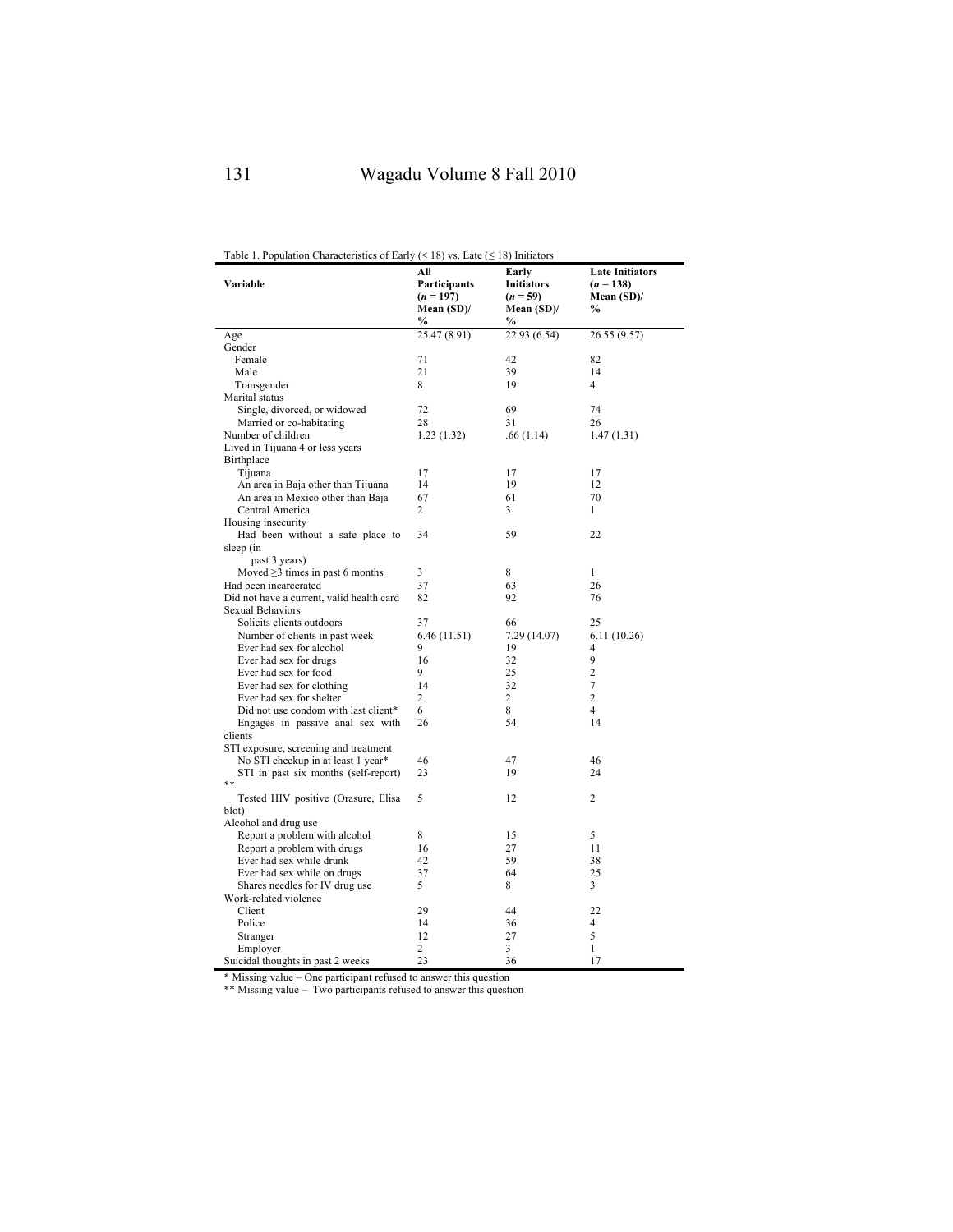Table 1. Population Characteristics of Early (< 18) vs. Late (≤ 18) Initiators

| Variable | All Participants ($n$ = 197) Mean (SD)/ % | Early Initiators ($n$ = 59) Mean (SD)/ % | Late Initiators ($n$ = 138) Mean (SD)/ % |
|---|---|---|---|
| Age | 25.47 (8.91) | 22.93 (6.54) | 26.55 (9.57) |
| Gender | | | |
| Female | 71 | 42 | 82 |
| Male | 21 | 39 | 14 |
| Transgender | 8 | 19 | 4 |
| Marital status | | | |
| Single, divorced, or widowed | 72 | 69 | 74 |
| Married or co-habitating | 28 | 31 | 26 |
| Number of children | 1.23 (1.32) | .66 (1.14) | 1.47 (1.31) |
| Lived in Tijuana 4 or less years | | | |
| Birthplace | | | |
| Tijuana | 17 | 17 | 17 |
| An area in Baja other than Tijuana | 14 | 19 | 12 |
| An area in Mexico other than Baja | 67 | 61 | 70 |
| Central America | 2 | 3 | 1 |
| Housing insecurity | | | |
| Had been without a safe place to sleep (in past 3 years) | 34 | 59 | 22 |
| Moved ≥3 times in past 6 months | 3 | 8 | 1 |
| Had been incarcerated | 37 | 63 | 26 |
| Did not have a current, valid health card | 82 | 92 | 76 |
| Sexual Behaviors | | | |
| Solicits clients outdoors | 37 | 66 | 25 |
| Number of clients in past week | 6.46 (11.51) | 7.29 (14.07) | 6.11 (10.26) |
| Ever had sex for alcohol | 9 | 19 | 4 |
| Ever had sex for drugs | 16 | 32 | 9 |
| Ever had sex for food | 9 | 25 | 2 |
| Ever had sex for clothing | 14 | 32 | 7 |
| Ever had sex for shelter | 2 | 2 | 2 |
| Did not use condom with last client* | 6 | 8 | 4 |
| Engages in passive anal sex with clients | 26 | 54 | 14 |
| STI exposure, screening and treatment | | | |
| No STI checkup in at least 1 year* | 46 | 47 | 46 |
| STI in past six months (self-report) ** | 23 | 19 | 24 |
| Tested HIV positive (Orasure, Elisa blot) | 5 | 12 | 2 |
| Alcohol and drug use | | | |
| Report a problem with alcohol | 8 | 15 | 5 |
| Report a problem with drugs | 16 | 27 | 11 |
| Ever had sex while drunk | 42 | 59 | 38 |
| Ever had sex while on drugs | 37 | 64 | 25 |
| Shares needles for IV drug use | 5 | 8 | 3 |
| Work-related violence | | | |
| Client | 29 | 44 | 22 |
| Police | 14 | 36 | 4 |
| Stranger | 12 | 27 | 5 |
| Employer | 2 | 3 | 1 |
| Suicidal thoughts in past 2 weeks | 23 | 36 | 17 |

* Missing value – One participant refused to answer this question

** Missing value – Two participants refused to answer this question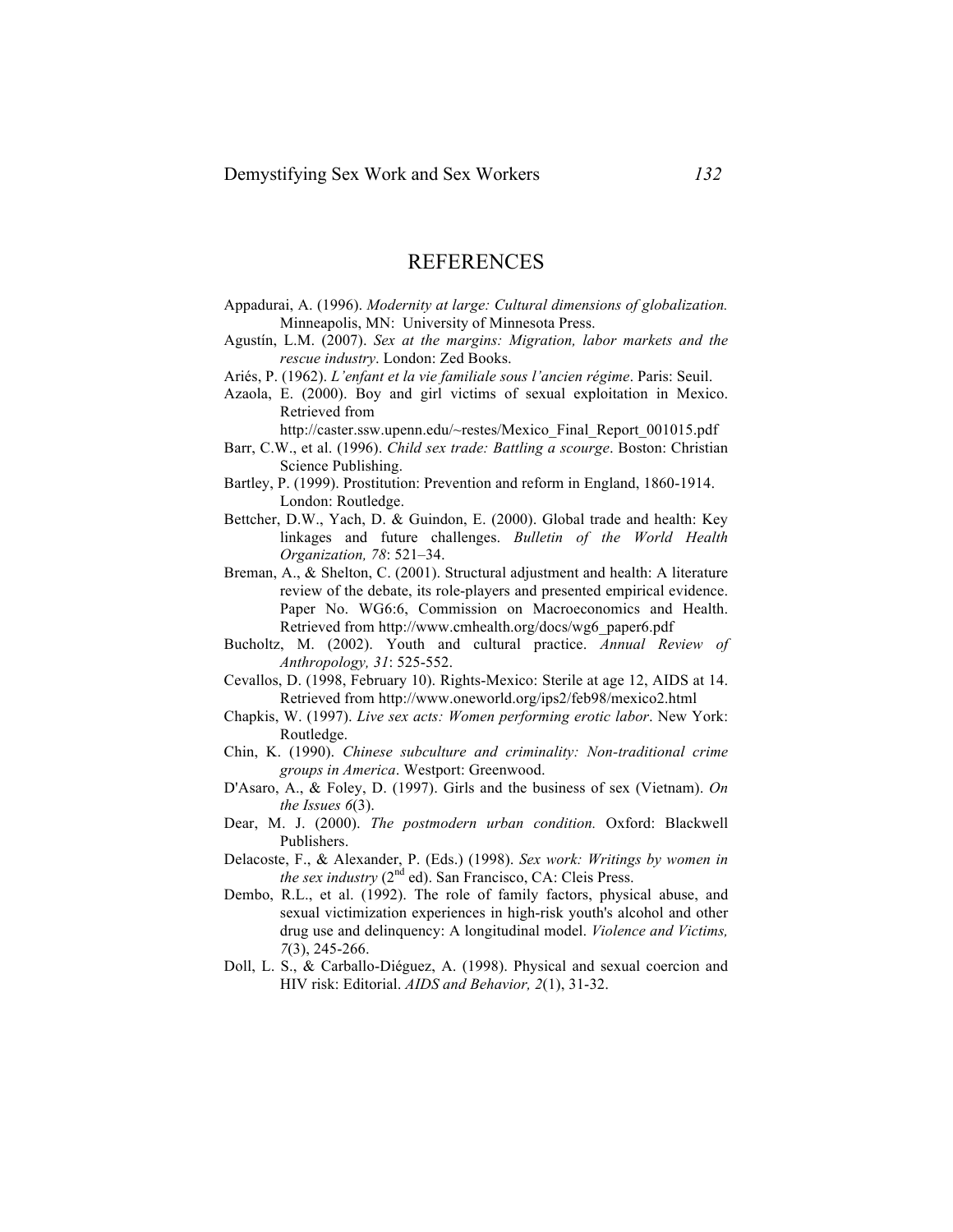# REFERENCES

Appadurai, A. (1996). *Modernity at large: Cultural dimensions of globalization.* Minneapolis, MN: University of Minnesota Press.

Agustín, L.M. (2007). *Sex at the margins: Migration, labor markets and the rescue industry*. London: Zed Books.

Ariés, P. (1962). *L'enfant et la vie familiale sous l'ancien régime*. Paris: Seuil.

Azaola, E. (2000). Boy and girl victims of sexual exploitation in Mexico. Retrieved from http://caster.ssw.upenn.edu/~restes/Mexico_Final_Report_001015.pdf

Barr, C.W., et al. (1996). *Child sex trade: Battling a scourge*. Boston: Christian Science Publishing.

Bartley, P. (1999). Prostitution: Prevention and reform in England, 1860-1914. London: Routledge.

Bettcher, D.W., Yach, D. & Guindon, E. (2000). Global trade and health: Key linkages and future challenges. *Bulletin of the World Health Organization, 78*: 521–34.

Breman, A., & Shelton, C. (2001). Structural adjustment and health: A literature review of the debate, its role-players and presented empirical evidence. Paper No. WG6:6, Commission on Macroeconomics and Health. Retrieved from http://www.cmhealth.org/docs/wg6_paper6.pdf

Bucholtz, M. (2002). Youth and cultural practice. *Annual Review of Anthropology, 31*: 525-552.

Cevallos, D. (1998, February 10). Rights-Mexico: Sterile at age 12, AIDS at 14. Retrieved from http://www.oneworld.org/ips2/feb98/mexico2.html

Chapkis, W. (1997). *Live sex acts: Women performing erotic labor*. New York: Routledge.

Chin, K. (1990). *Chinese subculture and criminality: Non-traditional crime groups in America*. Westport: Greenwood.

D'Asaro, A., & Foley, D. (1997). Girls and the business of sex (Vietnam). *On the Issues 6*(3).

Dear, M. J. (2000). *The postmodern urban condition.* Oxford: Blackwell Publishers.

Delacoste, F., & Alexander, P. (Eds.) (1998). *Sex work: Writings by women in the sex industry* (2nd ed). San Francisco, CA: Cleis Press.

Dembo, R.L., et al. (1992). The role of family factors, physical abuse, and sexual victimization experiences in high-risk youth's alcohol and other drug use and delinquency: A longitudinal model. *Violence and Victims, 7*(3), 245-266.

Doll, L. S., & Carballo-Diéguez, A. (1998). Physical and sexual coercion and HIV risk: Editorial. *AIDS and Behavior, 2*(1), 31-32.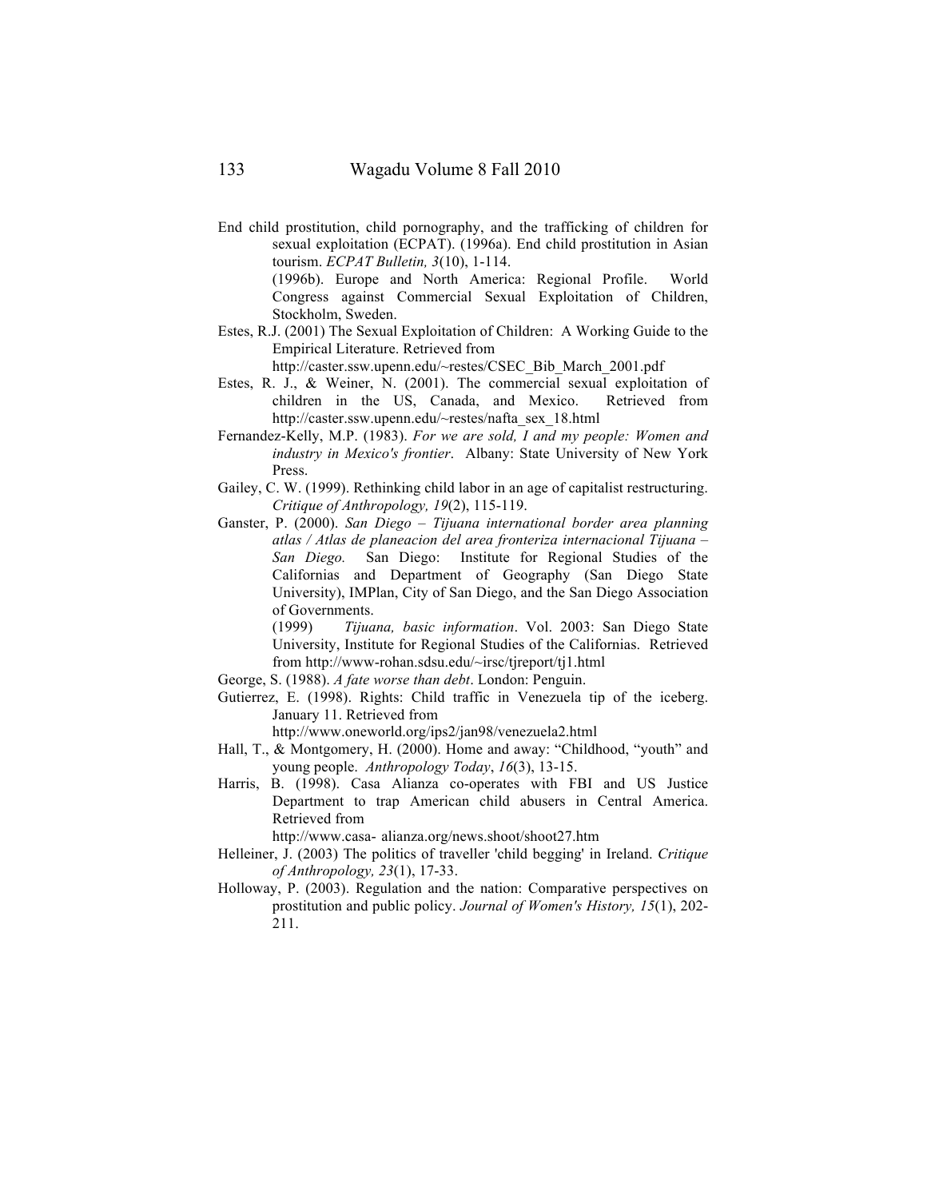End child prostitution, child pornography, and the trafficking of children for sexual exploitation (ECPAT). (1996a). End child prostitution in Asian tourism. *ECPAT Bulletin, 3*(10), 1-114.

(1996b). Europe and North America: Regional Profile. World Congress against Commercial Sexual Exploitation of Children, Stockholm, Sweden.

Estes, R.J. (2001) The Sexual Exploitation of Children: A Working Guide to the Empirical Literature. Retrieved from http://caster.ssw.upenn.edu/~restes/CSEC_Bib_March_2001.pdf

Estes, R. J., & Weiner, N. (2001). The commercial sexual exploitation of children in the US, Canada, and Mexico. Retrieved from http://caster.ssw.upenn.edu/~restes/nafta_sex_18.html

Fernandez-Kelly, M.P. (1983). *For we are sold, I and my people: Women and industry in Mexico's frontier*. Albany: State University of New York Press.

Gailey, C. W. (1999). Rethinking child labor in an age of capitalist restructuring. *Critique of Anthropology, 19*(2), 115-119.

Ganster, P. (2000). *San Diego – Tijuana international border area planning atlas / Atlas de planeacion del area fronteriza internacional Tijuana – San Diego.* San Diego: Institute for Regional Studies of the Californias and Department of Geography (San Diego State University), IMPlan, City of San Diego, and the San Diego Association of Governments.

(1999) *Tijuana, basic information*. Vol. 2003: San Diego State University, Institute for Regional Studies of the Californias. Retrieved from http://www-rohan.sdsu.edu/~irsc/tjreport/tj1.html

George, S. (1988). *A fate worse than debt*. London: Penguin.

Gutierrez, E. (1998). Rights: Child traffic in Venezuela tip of the iceberg. January 11. Retrieved from http://www.oneworld.org/ips2/jan98/venezuela2.html

Hall, T., & Montgomery, H. (2000). Home and away: "Childhood, "youth" and young people. *Anthropology Today*, *16*(3), 13-15.

Harris, B. (1998). Casa Alianza co-operates with FBI and US Justice Department to trap American child abusers in Central America. Retrieved from http://www.casa- alianza.org/news.shoot/shoot27.htm

Helleiner, J. (2003) The politics of traveller 'child begging' in Ireland. *Critique of Anthropology, 23*(1), 17-33.

Holloway, P. (2003). Regulation and the nation: Comparative perspectives on prostitution and public policy. *Journal of Women's History, 15*(1), 202-211.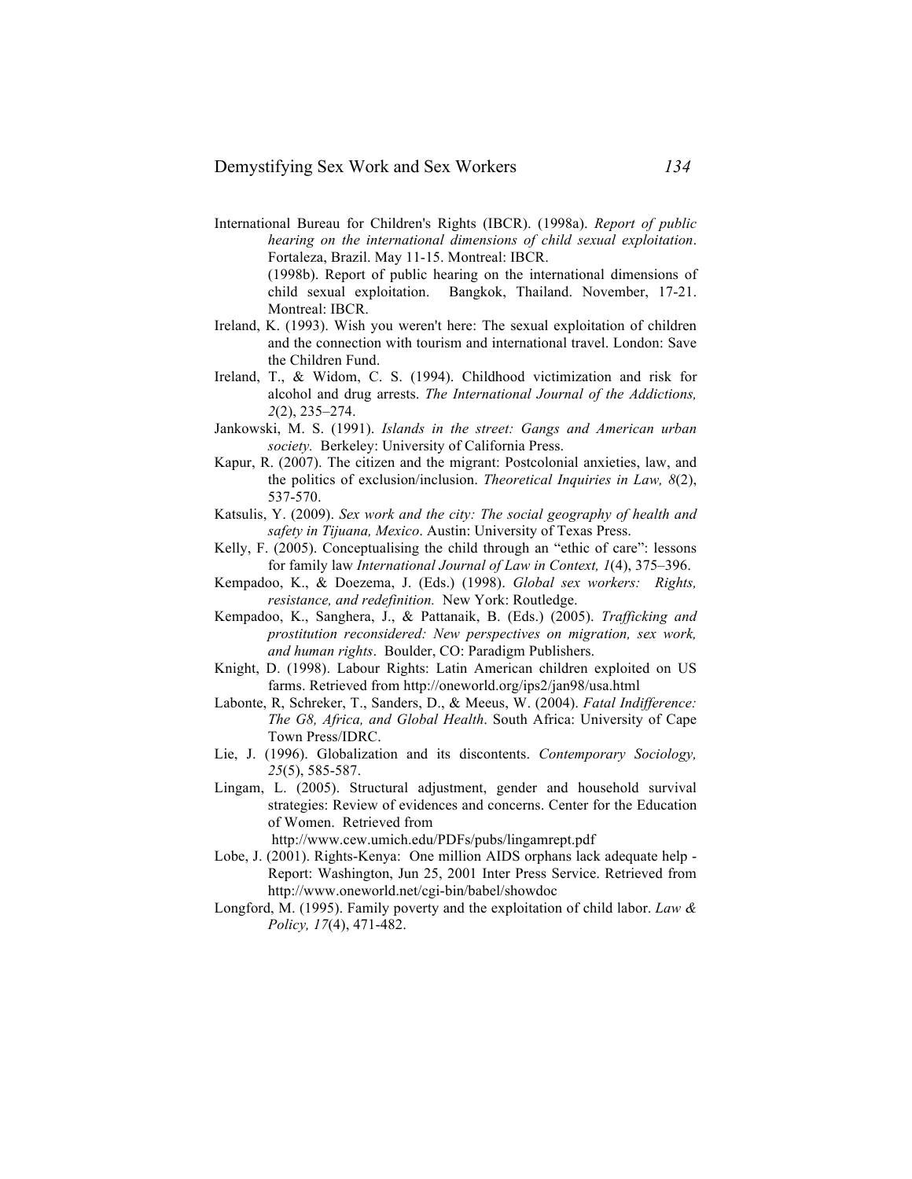International Bureau for Children's Rights (IBCR). (1998a). *Report of public hearing on the international dimensions of child sexual exploitation*. Fortaleza, Brazil. May 11-15. Montreal: IBCR.

(1998b). Report of public hearing on the international dimensions of child sexual exploitation. Bangkok, Thailand. November, 17-21. Montreal: IBCR.

Ireland, K. (1993). Wish you weren't here: The sexual exploitation of children and the connection with tourism and international travel. London: Save the Children Fund.

Ireland, T., & Widom, C. S. (1994). Childhood victimization and risk for alcohol and drug arrests. *The International Journal of the Addictions, 2*(2), 235–274.

Jankowski, M. S. (1991). *Islands in the street: Gangs and American urban society.* Berkeley: University of California Press.

Kapur, R. (2007). The citizen and the migrant: Postcolonial anxieties, law, and the politics of exclusion/inclusion. *Theoretical Inquiries in Law, 8*(2), 537-570.

Katsulis, Y. (2009). *Sex work and the city: The social geography of health and safety in Tijuana, Mexico*. Austin: University of Texas Press.

Kelly, F. (2005). Conceptualising the child through an "ethic of care": lessons for family law *International Journal of Law in Context, 1*(4), 375–396.

Kempadoo, K., & Doezema, J. (Eds.) (1998). *Global sex workers: Rights, resistance, and redefinition.* New York: Routledge.

Kempadoo, K., Sanghera, J., & Pattanaik, B. (Eds.) (2005). *Trafficking and prostitution reconsidered: New perspectives on migration, sex work, and human rights*. Boulder, CO: Paradigm Publishers.

Knight, D. (1998). Labour Rights: Latin American children exploited on US farms. Retrieved from http://oneworld.org/ips2/jan98/usa.html

Labonte, R, Schreker, T., Sanders, D., & Meeus, W. (2004). *Fatal Indifference: The G8, Africa, and Global Health*. South Africa: University of Cape Town Press/IDRC.

Lie, J. (1996). Globalization and its discontents. *Contemporary Sociology, 25*(5), 585-587.

Lingam, L. (2005). Structural adjustment, gender and household survival strategies: Review of evidences and concerns. Center for the Education of Women. Retrieved from http://www.cew.umich.edu/PDFs/pubs/lingamrept.pdf

Lobe, J. (2001). Rights-Kenya: One million AIDS orphans lack adequate help - Report: Washington, Jun 25, 2001 Inter Press Service. Retrieved from http://www.oneworld.net/cgi-bin/babel/showdoc

Longford, M. (1995). Family poverty and the exploitation of child labor. *Law & Policy, 17*(4), 471-482.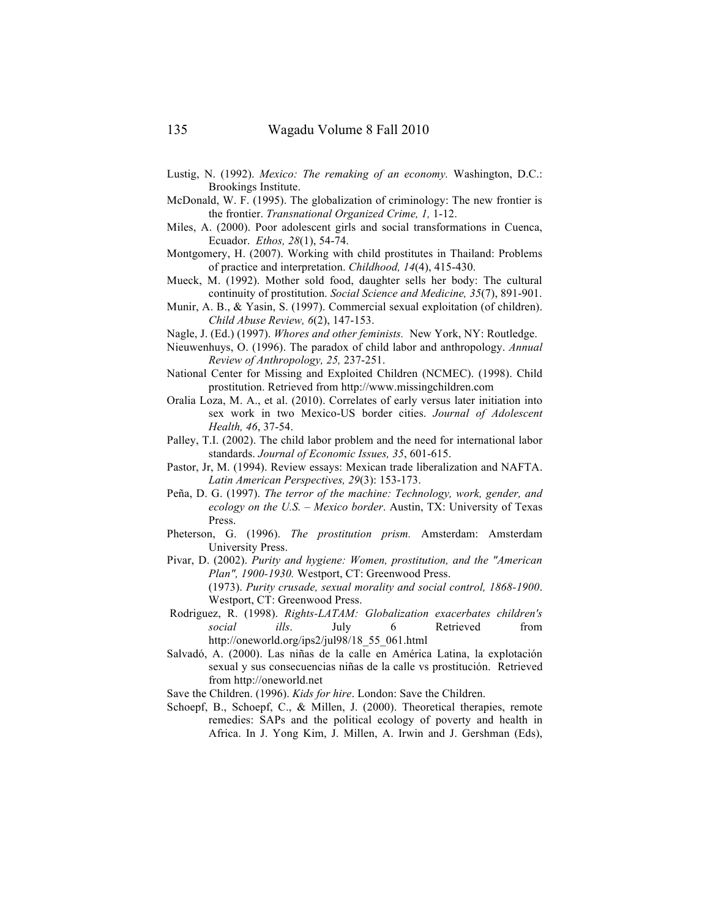Lustig, N. (1992). *Mexico: The remaking of an economy.* Washington, D.C.: Brookings Institute.

McDonald, W. F. (1995). The globalization of criminology: The new frontier is the frontier. *Transnational Organized Crime, 1,* 1-12.

Miles, A. (2000). Poor adolescent girls and social transformations in Cuenca, Ecuador. *Ethos, 28*(1), 54-74.

Montgomery, H. (2007). Working with child prostitutes in Thailand: Problems of practice and interpretation. *Childhood, 14*(4), 415-430.

Mueck, M. (1992). Mother sold food, daughter sells her body: The cultural continuity of prostitution. *Social Science and Medicine, 35*(7), 891-901.

Munir, A. B., & Yasin, S. (1997). Commercial sexual exploitation (of children). *Child Abuse Review, 6*(2), 147-153.

Nagle, J. (Ed.) (1997). *Whores and other feminists.* New York, NY: Routledge.

Nieuwenhuys, O. (1996). The paradox of child labor and anthropology. *Annual Review of Anthropology, 25,* 237-251.

National Center for Missing and Exploited Children (NCMEC). (1998). Child prostitution. Retrieved from http://www.missingchildren.com

Oralia Loza, M. A., et al. (2010). Correlates of early versus later initiation into sex work in two Mexico-US border cities. *Journal of Adolescent Health, 46*, 37-54.

Palley, T.I. (2002). The child labor problem and the need for international labor standards. *Journal of Economic Issues, 35*, 601-615.

Pastor, Jr, M. (1994). Review essays: Mexican trade liberalization and NAFTA. *Latin American Perspectives, 29*(3): 153-173.

Peña, D. G. (1997). *The terror of the machine: Technology, work, gender, and ecology on the U.S. – Mexico border*. Austin, TX: University of Texas Press.

Pheterson, G. (1996). *The prostitution prism.* Amsterdam: Amsterdam University Press.

Pivar, D. (2002). *Purity and hygiene: Women, prostitution, and the "American Plan", 1900-1930.* Westport, CT: Greenwood Press.

(1973). *Purity crusade, sexual morality and social control, 1868-1900*. Westport, CT: Greenwood Press.

Rodriguez, R. (1998). *Rights-LATAM: Globalization exacerbates children's social ills.* July 6 Retrieved from http://oneworld.org/ips2/jul98/18_55_061.html

Salvadó, A. (2000). Las niñas de la calle en América Latina, la explotación sexual y sus consecuencias niñas de la calle vs prostitución. Retrieved from http://oneworld.net

Save the Children. (1996). *Kids for hire*. London: Save the Children.

Schoepf, B., Schoepf, C., & Millen, J. (2000). Theoretical therapies, remote remedies: SAPs and the political ecology of poverty and health in Africa. In J. Yong Kim, J. Millen, A. Irwin and J. Gershman (Eds),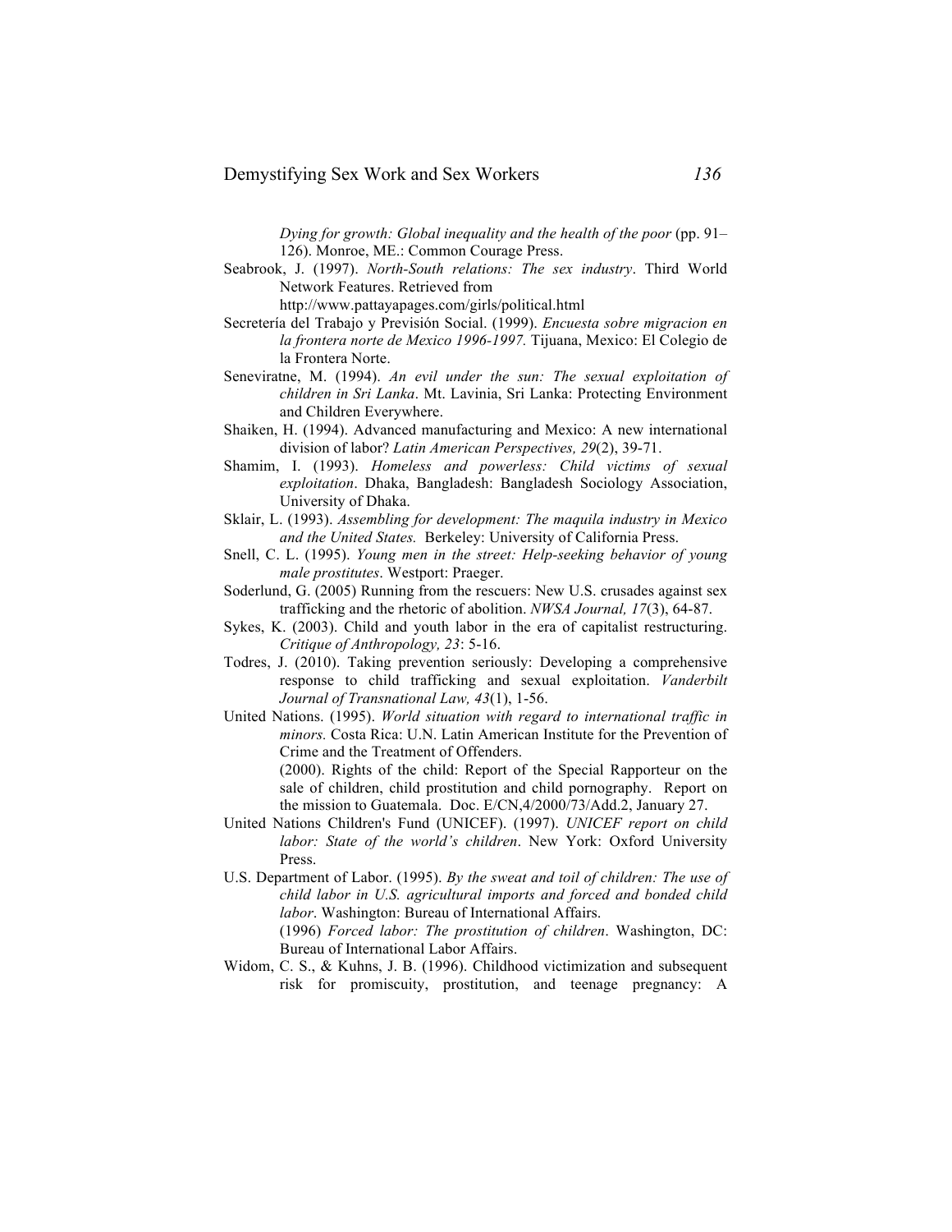*Dying for growth: Global inequality and the health of the poor* (pp. 91–126). Monroe, ME.: Common Courage Press.

Seabrook, J. (1997). *North-South relations: The sex industry*. Third World Network Features. Retrieved from http://www.pattayapages.com/girls/political.html

Secretería del Trabajo y Previsión Social. (1999). *Encuesta sobre migracion en la frontera norte de Mexico 1996-1997.* Tijuana, Mexico: El Colegio de la Frontera Norte.

Seneviratne, M. (1994). *An evil under the sun: The sexual exploitation of children in Sri Lanka*. Mt. Lavinia, Sri Lanka: Protecting Environment and Children Everywhere.

Shaiken, H. (1994). Advanced manufacturing and Mexico: A new international division of labor? *Latin American Perspectives, 29*(2), 39-71.

Shamim, I. (1993). *Homeless and powerless: Child victims of sexual exploitation*. Dhaka, Bangladesh: Bangladesh Sociology Association, University of Dhaka.

Sklair, L. (1993). *Assembling for development: The maquila industry in Mexico and the United States.* Berkeley: University of California Press.

Snell, C. L. (1995). *Young men in the street: Help-seeking behavior of young male prostitutes*. Westport: Praeger.

Soderlund, G. (2005) Running from the rescuers: New U.S. crusades against sex trafficking and the rhetoric of abolition. *NWSA Journal, 17*(3), 64-87.

Sykes, K. (2003). Child and youth labor in the era of capitalist restructuring. *Critique of Anthropology, 23*: 5-16.

Todres, J. (2010). Taking prevention seriously: Developing a comprehensive response to child trafficking and sexual exploitation. *Vanderbilt Journal of Transnational Law, 43*(1), 1-56.

United Nations. (1995). *World situation with regard to international traffic in minors.* Costa Rica: U.N. Latin American Institute for the Prevention of Crime and the Treatment of Offenders.
(2000). Rights of the child: Report of the Special Rapporteur on the sale of children, child prostitution and child pornography. Report on the mission to Guatemala. Doc. E/CN,4/2000/73/Add.2, January 27.

United Nations Children's Fund (UNICEF). (1997). *UNICEF report on child labor: State of the world's children*. New York: Oxford University Press.

U.S. Department of Labor. (1995). *By the sweat and toil of children: The use of child labor in U.S. agricultural imports and forced and bonded child labor*. Washington: Bureau of International Affairs.
(1996) *Forced labor: The prostitution of children*. Washington, DC: Bureau of International Labor Affairs.

Widom, C. S., & Kuhns, J. B. (1996). Childhood victimization and subsequent risk for promiscuity, prostitution, and teenage pregnancy: A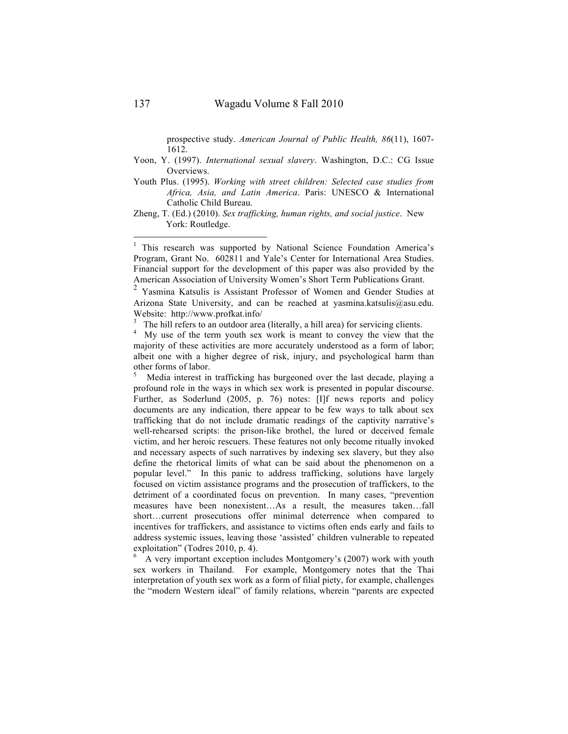prospective study. *American Journal of Public Health, 86*(11), 1607-1612.

Yoon, Y. (1997). *International sexual slavery*. Washington, D.C.: CG Issue Overviews.

Youth Plus. (1995). *Working with street children: Selected case studies from Africa, Asia, and Latin America*. Paris: UNESCO & International Catholic Child Bureau.

Zheng, T. (Ed.) (2010). *Sex trafficking, human rights, and social justice*. New York: Routledge.

---

[1] This research was supported by National Science Foundation America's Program, Grant No. 602811 and Yale's Center for International Area Studies. Financial support for the development of this paper was also provided by the American Association of University Women's Short Term Publications Grant.

[2] Yasmina Katsulis is Assistant Professor of Women and Gender Studies at Arizona State University, and can be reached at yasmina.katsulis@asu.edu. Website: http://www.profkat.info/

[3] The hill refers to an outdoor area (literally, a hill area) for servicing clients.

[4] My use of the term youth sex work is meant to convey the view that the majority of these activities are more accurately understood as a form of labor; albeit one with a higher degree of risk, injury, and psychological harm than other forms of labor.

[5] Media interest in trafficking has burgeoned over the last decade, playing a profound role in the ways in which sex work is presented in popular discourse. Further, as Soderlund (2005, p. 76) notes: [I]f news reports and policy documents are any indication, there appear to be few ways to talk about sex trafficking that do not include dramatic readings of the captivity narrative's well-rehearsed scripts: the prison-like brothel, the lured or deceived female victim, and her heroic rescuers. These features not only become ritually invoked and necessary aspects of such narratives by indexing sex slavery, but they also define the rhetorical limits of what can be said about the phenomenon on a popular level." In this panic to address trafficking, solutions have largely focused on victim assistance programs and the prosecution of traffickers, to the detriment of a coordinated focus on prevention. In many cases, "prevention measures have been nonexistent…As a result, the measures taken…fall short…current prosecutions offer minimal deterrence when compared to incentives for traffickers, and assistance to victims often ends early and fails to address systemic issues, leaving those 'assisted' children vulnerable to repeated exploitation" (Todres 2010, p. 4).

[6] A very important exception includes Montgomery's (2007) work with youth sex workers in Thailand. For example, Montgomery notes that the Thai interpretation of youth sex work as a form of filial piety, for example, challenges the "modern Western ideal" of family relations, wherein "parents are expected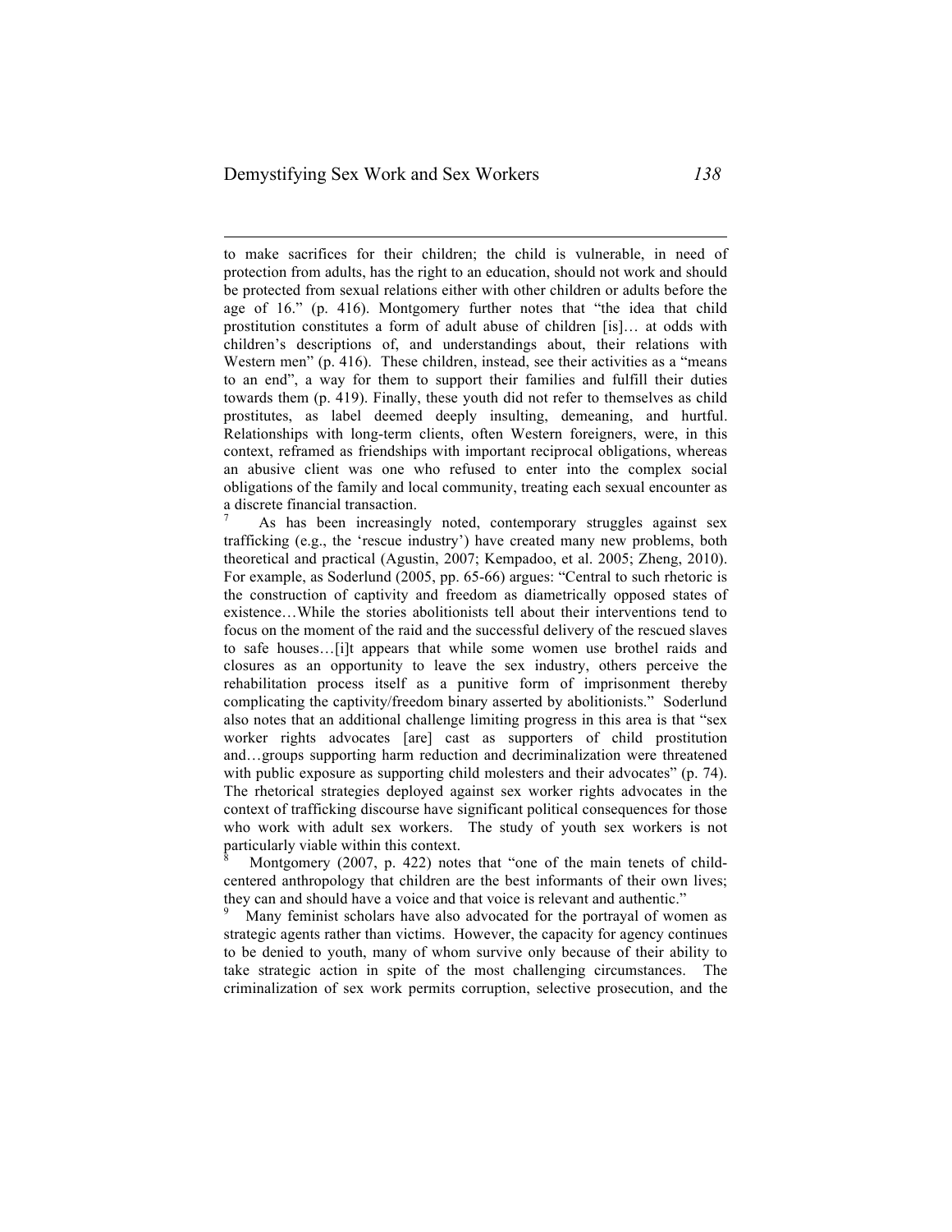to make sacrifices for their children; the child is vulnerable, in need of protection from adults, has the right to an education, should not work and should be protected from sexual relations either with other children or adults before the age of 16." (p. 416). Montgomery further notes that "the idea that child prostitution constitutes a form of adult abuse of children [is]… at odds with children's descriptions of, and understandings about, their relations with Western men" (p. 416). These children, instead, see their activities as a "means to an end", a way for them to support their families and fulfill their duties towards them (p. 419). Finally, these youth did not refer to themselves as child prostitutes, as label deemed deeply insulting, demeaning, and hurtful. Relationships with long-term clients, often Western foreigners, were, in this context, reframed as friendships with important reciprocal obligations, whereas an abusive client was one who refused to enter into the complex social obligations of the family and local community, treating each sexual encounter as a discrete financial transaction.

[7] As has been increasingly noted, contemporary struggles against sex trafficking (e.g., the 'rescue industry') have created many new problems, both theoretical and practical (Agustin, 2007; Kempadoo, et al. 2005; Zheng, 2010). For example, as Soderlund (2005, pp. 65-66) argues: "Central to such rhetoric is the construction of captivity and freedom as diametrically opposed states of existence…While the stories abolitionists tell about their interventions tend to focus on the moment of the raid and the successful delivery of the rescued slaves to safe houses…[i]t appears that while some women use brothel raids and closures as an opportunity to leave the sex industry, others perceive the rehabilitation process itself as a punitive form of imprisonment thereby complicating the captivity/freedom binary asserted by abolitionists." Soderlund also notes that an additional challenge limiting progress in this area is that "sex worker rights advocates [are] cast as supporters of child prostitution and…groups supporting harm reduction and decriminalization were threatened with public exposure as supporting child molesters and their advocates" (p. 74). The rhetorical strategies deployed against sex worker rights advocates in the context of trafficking discourse have significant political consequences for those who work with adult sex workers. The study of youth sex workers is not particularly viable within this context.

[8] Montgomery (2007, p. 422) notes that "one of the main tenets of child-centered anthropology that children are the best informants of their own lives; they can and should have a voice and that voice is relevant and authentic."

[9] Many feminist scholars have also advocated for the portrayal of women as strategic agents rather than victims. However, the capacity for agency continues to be denied to youth, many of whom survive only because of their ability to take strategic action in spite of the most challenging circumstances. The criminalization of sex work permits corruption, selective prosecution, and the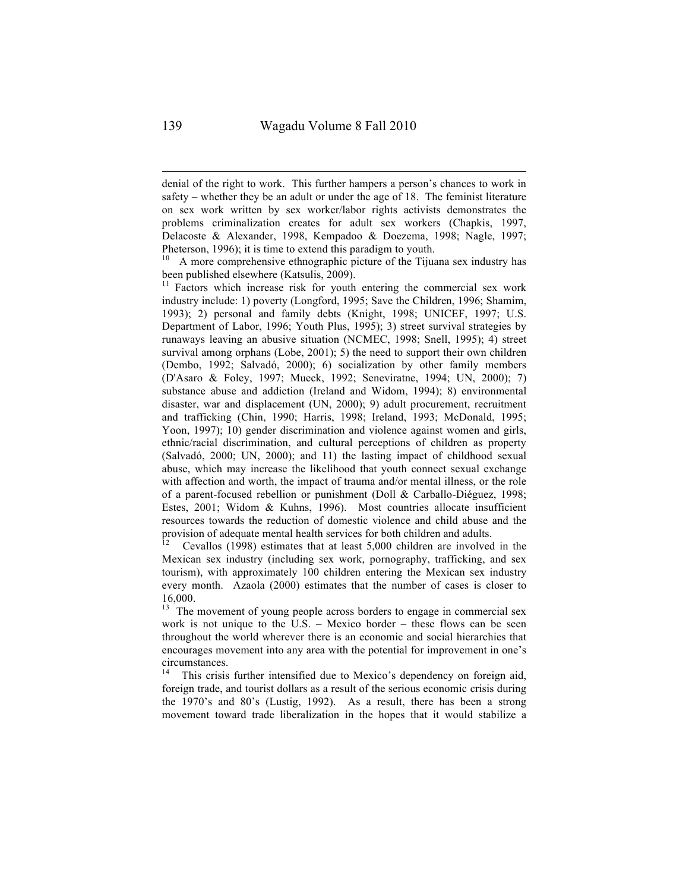denial of the right to work. This further hampers a person's chances to work in safety – whether they be an adult or under the age of 18. The feminist literature on sex work written by sex worker/labor rights activists demonstrates the problems criminalization creates for adult sex workers (Chapkis, 1997, Delacoste & Alexander, 1998, Kempadoo & Doezema, 1998; Nagle, 1997; Pheterson, 1996); it is time to extend this paradigm to youth.

[10] A more comprehensive ethnographic picture of the Tijuana sex industry has been published elsewhere (Katsulis, 2009).

[11] Factors which increase risk for youth entering the commercial sex work industry include: 1) poverty (Longford, 1995; Save the Children, 1996; Shamim, 1993); 2) personal and family debts (Knight, 1998; UNICEF, 1997; U.S. Department of Labor, 1996; Youth Plus, 1995); 3) street survival strategies by runaways leaving an abusive situation (NCMEC, 1998; Snell, 1995); 4) street survival among orphans (Lobe, 2001); 5) the need to support their own children (Dembo, 1992; Salvadó, 2000); 6) socialization by other family members (D'Asaro & Foley, 1997; Mueck, 1992; Seneviratne, 1994; UN, 2000); 7) substance abuse and addiction (Ireland and Widom, 1994); 8) environmental disaster, war and displacement (UN, 2000); 9) adult procurement, recruitment and trafficking (Chin, 1990; Harris, 1998; Ireland, 1993; McDonald, 1995; Yoon, 1997); 10) gender discrimination and violence against women and girls, ethnic/racial discrimination, and cultural perceptions of children as property (Salvadó, 2000; UN, 2000); and 11) the lasting impact of childhood sexual abuse, which may increase the likelihood that youth connect sexual exchange with affection and worth, the impact of trauma and/or mental illness, or the role of a parent-focused rebellion or punishment (Doll & Carballo-Diéguez, 1998; Estes, 2001; Widom & Kuhns, 1996). Most countries allocate insufficient resources towards the reduction of domestic violence and child abuse and the provision of adequate mental health services for both children and adults.

[12] Cevallos (1998) estimates that at least 5,000 children are involved in the Mexican sex industry (including sex work, pornography, trafficking, and sex tourism), with approximately 100 children entering the Mexican sex industry every month. Azaola (2000) estimates that the number of cases is closer to 16,000.

[13] The movement of young people across borders to engage in commercial sex work is not unique to the U.S. – Mexico border – these flows can be seen throughout the world wherever there is an economic and social hierarchies that encourages movement into any area with the potential for improvement in one's circumstances.

[14] This crisis further intensified due to Mexico's dependency on foreign aid, foreign trade, and tourist dollars as a result of the serious economic crisis during the 1970's and 80's (Lustig, 1992). As a result, there has been a strong movement toward trade liberalization in the hopes that it would stabilize a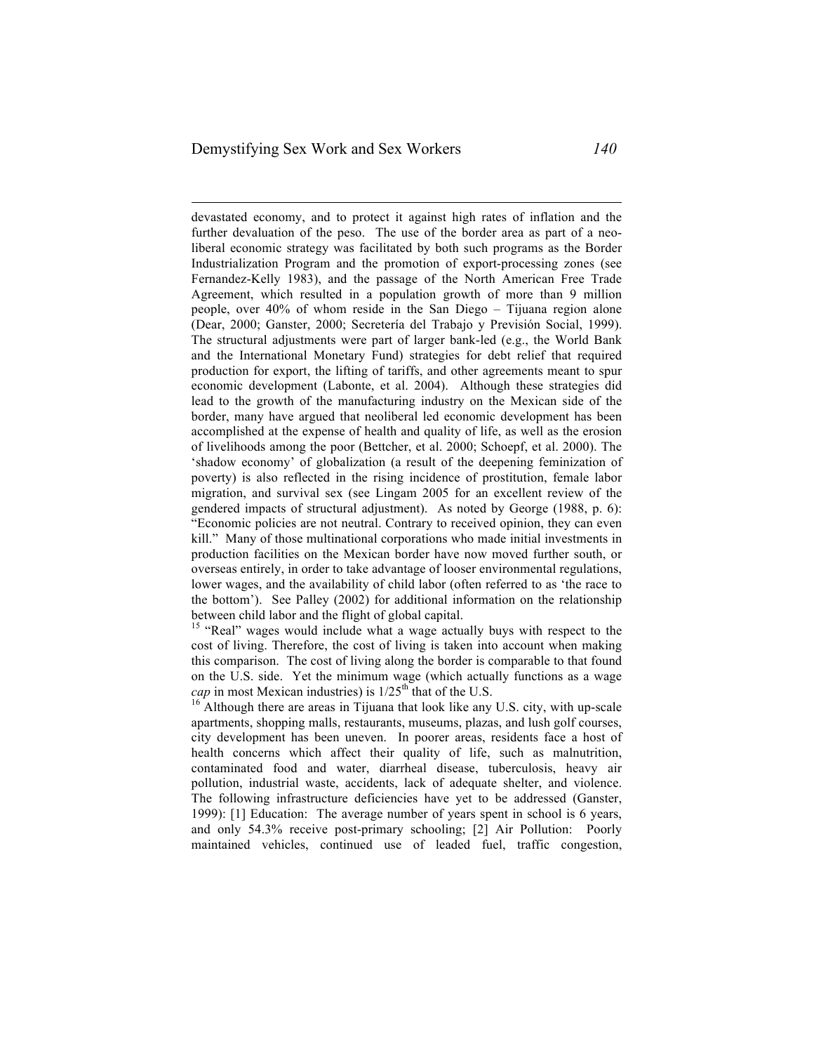devastated economy, and to protect it against high rates of inflation and the further devaluation of the peso. The use of the border area as part of a neo-liberal economic strategy was facilitated by both such programs as the Border Industrialization Program and the promotion of export-processing zones (see Fernandez-Kelly 1983), and the passage of the North American Free Trade Agreement, which resulted in a population growth of more than 9 million people, over 40% of whom reside in the San Diego – Tijuana region alone (Dear, 2000; Ganster, 2000; Secretería del Trabajo y Previsión Social, 1999). The structural adjustments were part of larger bank-led (e.g., the World Bank and the International Monetary Fund) strategies for debt relief that required production for export, the lifting of tariffs, and other agreements meant to spur economic development (Labonte, et al. 2004). Although these strategies did lead to the growth of the manufacturing industry on the Mexican side of the border, many have argued that neoliberal led economic development has been accomplished at the expense of health and quality of life, as well as the erosion of livelihoods among the poor (Bettcher, et al. 2000; Schoepf, et al. 2000). The 'shadow economy' of globalization (a result of the deepening feminization of poverty) is also reflected in the rising incidence of prostitution, female labor migration, and survival sex (see Lingam 2005 for an excellent review of the gendered impacts of structural adjustment). As noted by George (1988, p. 6): "Economic policies are not neutral. Contrary to received opinion, they can even kill." Many of those multinational corporations who made initial investments in production facilities on the Mexican border have now moved further south, or overseas entirely, in order to take advantage of looser environmental regulations, lower wages, and the availability of child labor (often referred to as 'the race to the bottom'). See Palley (2002) for additional information on the relationship between child labor and the flight of global capital.

[15] "Real" wages would include what a wage actually buys with respect to the cost of living. Therefore, the cost of living is taken into account when making this comparison. The cost of living along the border is comparable to that found on the U.S. side. Yet the minimum wage (which actually functions as a wage *cap* in most Mexican industries) is 1/25th that of the U.S.

[16] Although there are areas in Tijuana that look like any U.S. city, with up-scale apartments, shopping malls, restaurants, museums, plazas, and lush golf courses, city development has been uneven. In poorer areas, residents face a host of health concerns which affect their quality of life, such as malnutrition, contaminated food and water, diarrheal disease, tuberculosis, heavy air pollution, industrial waste, accidents, lack of adequate shelter, and violence. The following infrastructure deficiencies have yet to be addressed (Ganster, 1999): [1] Education: The average number of years spent in school is 6 years, and only 54.3% receive post-primary schooling; [2] Air Pollution: Poorly maintained vehicles, continued use of leaded fuel, traffic congestion,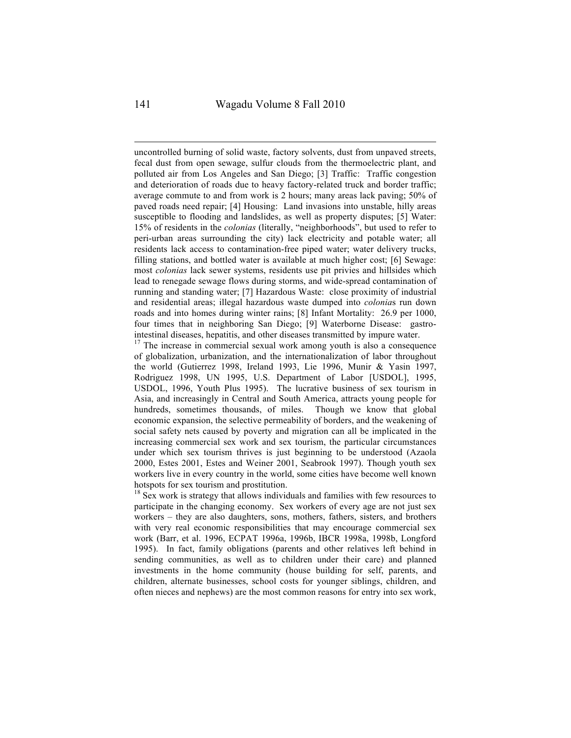uncontrolled burning of solid waste, factory solvents, dust from unpaved streets, fecal dust from open sewage, sulfur clouds from the thermoelectric plant, and polluted air from Los Angeles and San Diego; [3] Traffic: Traffic congestion and deterioration of roads due to heavy factory-related truck and border traffic; average commute to and from work is 2 hours; many areas lack paving; 50% of paved roads need repair; [4] Housing: Land invasions into unstable, hilly areas susceptible to flooding and landslides, as well as property disputes; [5] Water: 15% of residents in the *colonias* (literally, "neighborhoods", but used to refer to peri-urban areas surrounding the city) lack electricity and potable water; all residents lack access to contamination-free piped water; water delivery trucks, filling stations, and bottled water is available at much higher cost; [6] Sewage: most *colonias* lack sewer systems, residents use pit privies and hillsides which lead to renegade sewage flows during storms, and wide-spread contamination of running and standing water; [7] Hazardous Waste: close proximity of industrial and residential areas; illegal hazardous waste dumped into *colonia*s run down roads and into homes during winter rains; [8] Infant Mortality: 26.9 per 1000, four times that in neighboring San Diego; [9] Waterborne Disease: gastro-intestinal diseases, hepatitis, and other diseases transmitted by impure water.

[17] The increase in commercial sexual work among youth is also a consequence of globalization, urbanization, and the internationalization of labor throughout the world (Gutierrez 1998, Ireland 1993, Lie 1996, Munir & Yasin 1997, Rodriguez 1998, UN 1995, U.S. Department of Labor [USDOL], 1995, USDOL, 1996, Youth Plus 1995). The lucrative business of sex tourism in Asia, and increasingly in Central and South America, attracts young people for hundreds, sometimes thousands, of miles. Though we know that global economic expansion, the selective permeability of borders, and the weakening of social safety nets caused by poverty and migration can all be implicated in the increasing commercial sex work and sex tourism, the particular circumstances under which sex tourism thrives is just beginning to be understood (Azaola 2000, Estes 2001, Estes and Weiner 2001, Seabrook 1997). Though youth sex workers live in every country in the world, some cities have become well known hotspots for sex tourism and prostitution.

[18] Sex work is strategy that allows individuals and families with few resources to participate in the changing economy. Sex workers of every age are not just sex workers – they are also daughters, sons, mothers, fathers, sisters, and brothers with very real economic responsibilities that may encourage commercial sex work (Barr, et al. 1996, ECPAT 1996a, 1996b, IBCR 1998a, 1998b, Longford 1995). In fact, family obligations (parents and other relatives left behind in sending communities, as well as to children under their care) and planned investments in the home community (house building for self, parents, and children, alternate businesses, school costs for younger siblings, children, and often nieces and nephews) are the most common reasons for entry into sex work,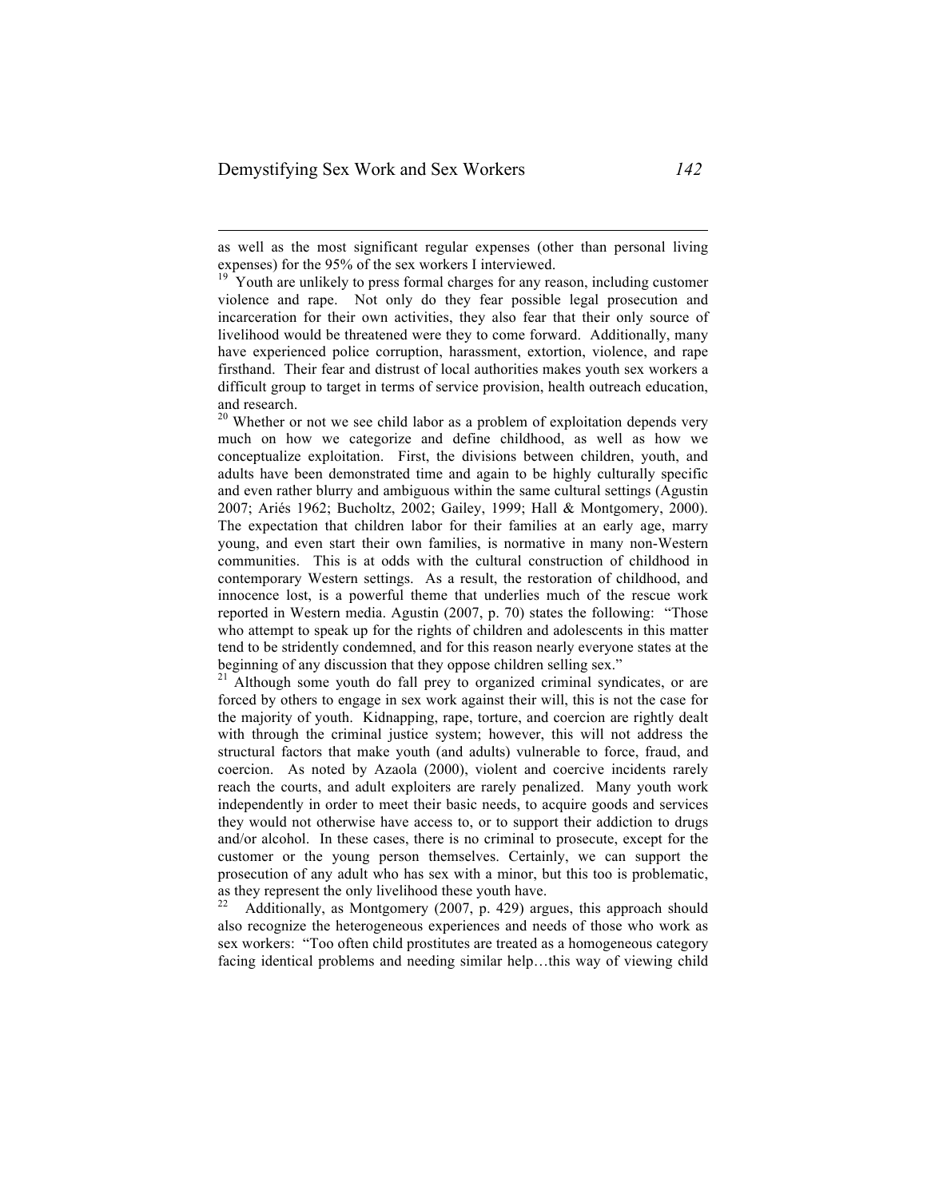as well as the most significant regular expenses (other than personal living expenses) for the 95% of the sex workers I interviewed.

[19] Youth are unlikely to press formal charges for any reason, including customer violence and rape. Not only do they fear possible legal prosecution and incarceration for their own activities, they also fear that their only source of livelihood would be threatened were they to come forward. Additionally, many have experienced police corruption, harassment, extortion, violence, and rape firsthand. Their fear and distrust of local authorities makes youth sex workers a difficult group to target in terms of service provision, health outreach education, and research.

[20] Whether or not we see child labor as a problem of exploitation depends very much on how we categorize and define childhood, as well as how we conceptualize exploitation. First, the divisions between children, youth, and adults have been demonstrated time and again to be highly culturally specific and even rather blurry and ambiguous within the same cultural settings (Agustin 2007; Ariés 1962; Bucholtz, 2002; Gailey, 1999; Hall & Montgomery, 2000). The expectation that children labor for their families at an early age, marry young, and even start their own families, is normative in many non-Western communities. This is at odds with the cultural construction of childhood in contemporary Western settings. As a result, the restoration of childhood, and innocence lost, is a powerful theme that underlies much of the rescue work reported in Western media. Agustin (2007, p. 70) states the following: "Those who attempt to speak up for the rights of children and adolescents in this matter tend to be stridently condemned, and for this reason nearly everyone states at the beginning of any discussion that they oppose children selling sex."

[21] Although some youth do fall prey to organized criminal syndicates, or are forced by others to engage in sex work against their will, this is not the case for the majority of youth. Kidnapping, rape, torture, and coercion are rightly dealt with through the criminal justice system; however, this will not address the structural factors that make youth (and adults) vulnerable to force, fraud, and coercion. As noted by Azaola (2000), violent and coercive incidents rarely reach the courts, and adult exploiters are rarely penalized. Many youth work independently in order to meet their basic needs, to acquire goods and services they would not otherwise have access to, or to support their addiction to drugs and/or alcohol. In these cases, there is no criminal to prosecute, except for the customer or the young person themselves. Certainly, we can support the prosecution of any adult who has sex with a minor, but this too is problematic, as they represent the only livelihood these youth have.

[22] Additionally, as Montgomery (2007, p. 429) argues, this approach should also recognize the heterogeneous experiences and needs of those who work as sex workers: "Too often child prostitutes are treated as a homogeneous category facing identical problems and needing similar help…this way of viewing child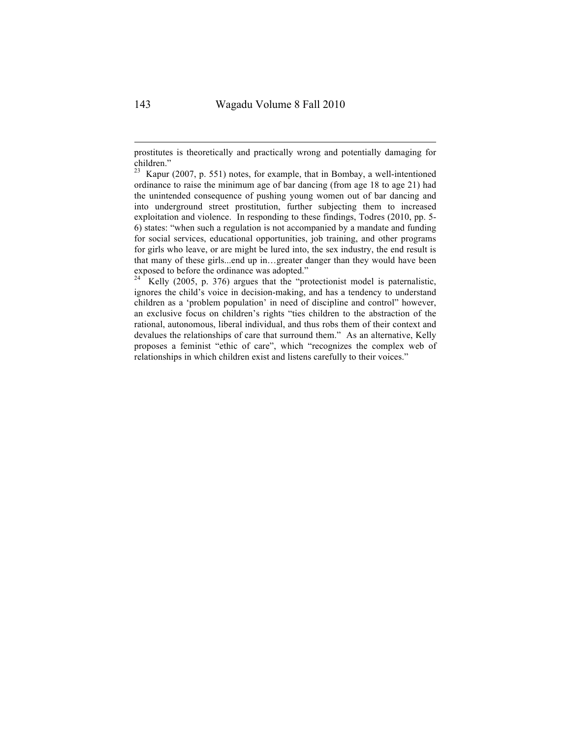prostitutes is theoretically and practically wrong and potentially damaging for children."

[23] Kapur (2007, p. 551) notes, for example, that in Bombay, a well-intentioned ordinance to raise the minimum age of bar dancing (from age 18 to age 21) had the unintended consequence of pushing young women out of bar dancing and into underground street prostitution, further subjecting them to increased exploitation and violence. In responding to these findings, Todres (2010, pp. 5-6) states: "when such a regulation is not accompanied by a mandate and funding for social services, educational opportunities, job training, and other programs for girls who leave, or are might be lured into, the sex industry, the end result is that many of these girls...end up in…greater danger than they would have been exposed to before the ordinance was adopted."

[24] Kelly (2005, p. 376) argues that the "protectionist model is paternalistic, ignores the child's voice in decision-making, and has a tendency to understand children as a 'problem population' in need of discipline and control" however, an exclusive focus on children's rights "ties children to the abstraction of the rational, autonomous, liberal individual, and thus robs them of their context and devalues the relationships of care that surround them." As an alternative, Kelly proposes a feminist "ethic of care", which "recognizes the complex web of relationships in which children exist and listens carefully to their voices."